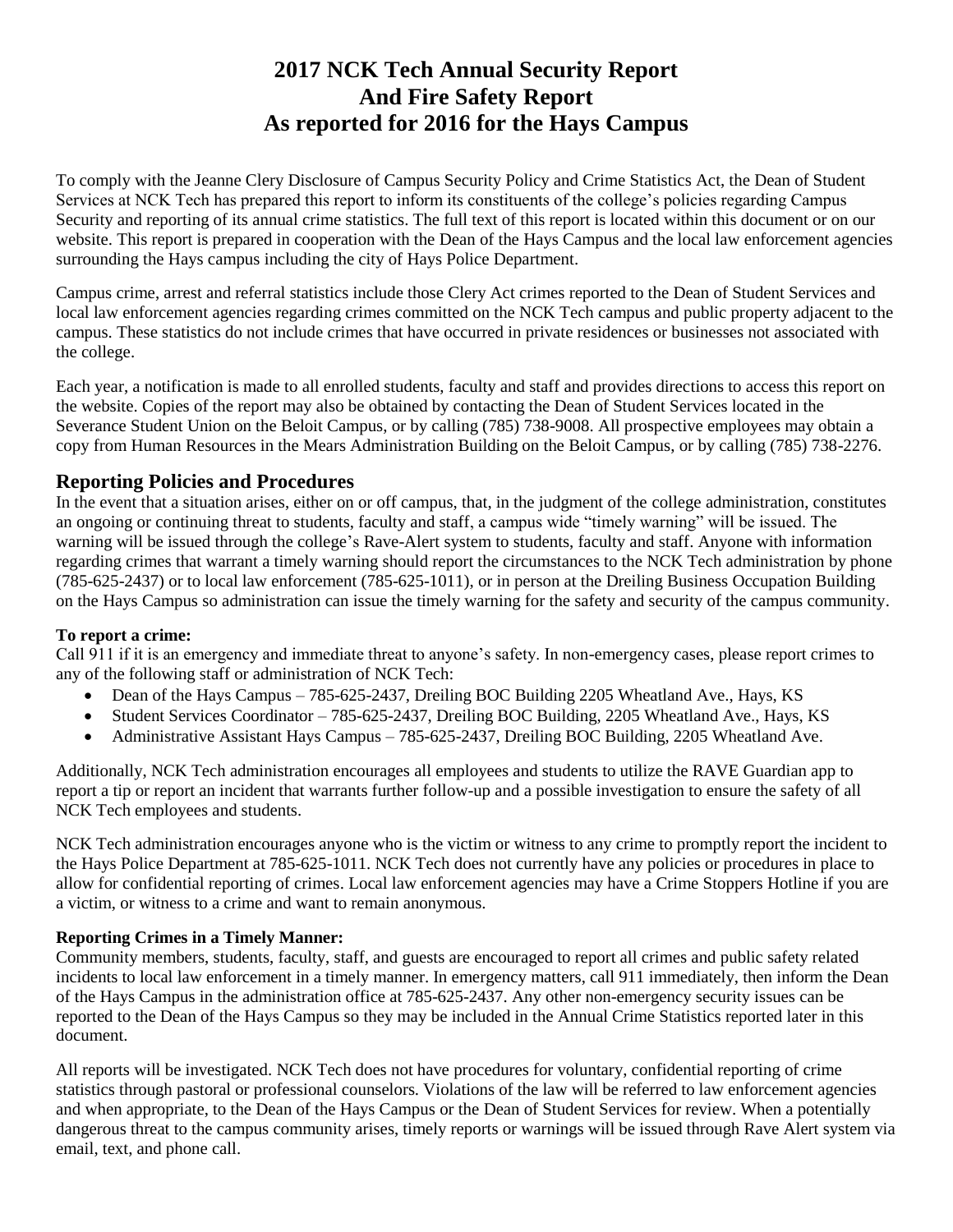# 2017 NCK Tech Annual Security Report And Fire Safety Report As reported for 2016 for the Hays Campus

To comply with the Jeanne Clery Disclosure of Campus Security Policy and Crime Statistics Act, the Dean of Student Services at NCK Tech has prepared this report to inform its constituents of the college's policies regarding Campus Security and reporting of its annual crime statistics. The full text of this report is located within this document or on our website. This report is prepared in cooperation with the Dean of the Hays Campus and the local law enforcement agencies surrounding the Hays campus including the city of Hays Police Department.

Campus crime, arrest and referral statistics include those Clery Act crimes reported to the Dean of Student Services and local law enforcement agencies regarding crimes committed on the NCK Tech campus and public property adjacent to the campus. These statistics do not include crimes that have occurred in private residences or businesses not associated with the college.

Each year, a notification is made to all enrolled students, faculty and staff and provides directions to access this report on the website. Copies of the report may also be obtained by contacting the Dean of Student Services located in the Severance Student Union on the Beloit Campus, or by calling (785) 738-9008. All prospective employees may obtain a copy from Human Resources in the Mears Administration Building on the Beloit Campus, or by calling (785) 738-2276.

## Reporting Policies and Procedures

In the event that a situation arises, either on or off campus, that, in the judgment of the college administration, constitutes an ongoing or continuing threat to students, faculty and staff, a campus wide "timely warning" will be issued. The warning will be issued through the college's Rave-Alert system to students, faculty and staff. Anyone with information regarding crimes that warrant a timely warning should report the circumstances to the NCK Tech administration by phone (785-625-2437) or to local law enforcement (785-625-1011), or in person at the Dreiling Business Occupation Building on the Hays Campus so administration can issue the timely warning for the safety and security of the campus community.

**To report a crime:**

Call 911 if it is an emergency and immediate threat to anyone's safety. In non-emergency cases, please report crimes to any of the following staff or administration of NCK Tech:

- Dean of the Hays Campus – 785-625-2437, Dreiling BOC Building 2205 Wheatland Ave., Hays, KS
- Student Services Coordinator – 785-625-2437, Dreiling BOC Building, 2205 Wheatland Ave., Hays, KS
- Administrative Assistant Hays Campus – 785-625-2437, Dreiling BOC Building, 2205 Wheatland Ave.

Additionally, NCK Tech administration encourages all employees and students to utilize the RAVE Guardian app to report a tip or report an incident that warrants further follow-up and a possible investigation to ensure the safety of all NCK Tech employees and students.

NCK Tech administration encourages anyone who is the victim or witness to any crime to promptly report the incident to the Hays Police Department at 785-625-1011. NCK Tech does not currently have any policies or procedures in place to allow for confidential reporting of crimes. Local law enforcement agencies may have a Crime Stoppers Hotline if you are a victim, or witness to a crime and want to remain anonymous.

**Reporting Crimes in a Timely Manner:**

Community members, students, faculty, staff, and guests are encouraged to report all crimes and public safety related incidents to local law enforcement in a timely manner. In emergency matters, call 911 immediately, then inform the Dean of the Hays Campus in the administration office at 785-625-2437. Any other non-emergency security issues can be reported to the Dean of the Hays Campus so they may be included in the Annual Crime Statistics reported later in this document.

All reports will be investigated. NCK Tech does not have procedures for voluntary, confidential reporting of crime statistics through pastoral or professional counselors. Violations of the law will be referred to law enforcement agencies and when appropriate, to the Dean of the Hays Campus or the Dean of Student Services for review. When a potentially dangerous threat to the campus community arises, timely reports or warnings will be issued through Rave Alert system via email, text, and phone call.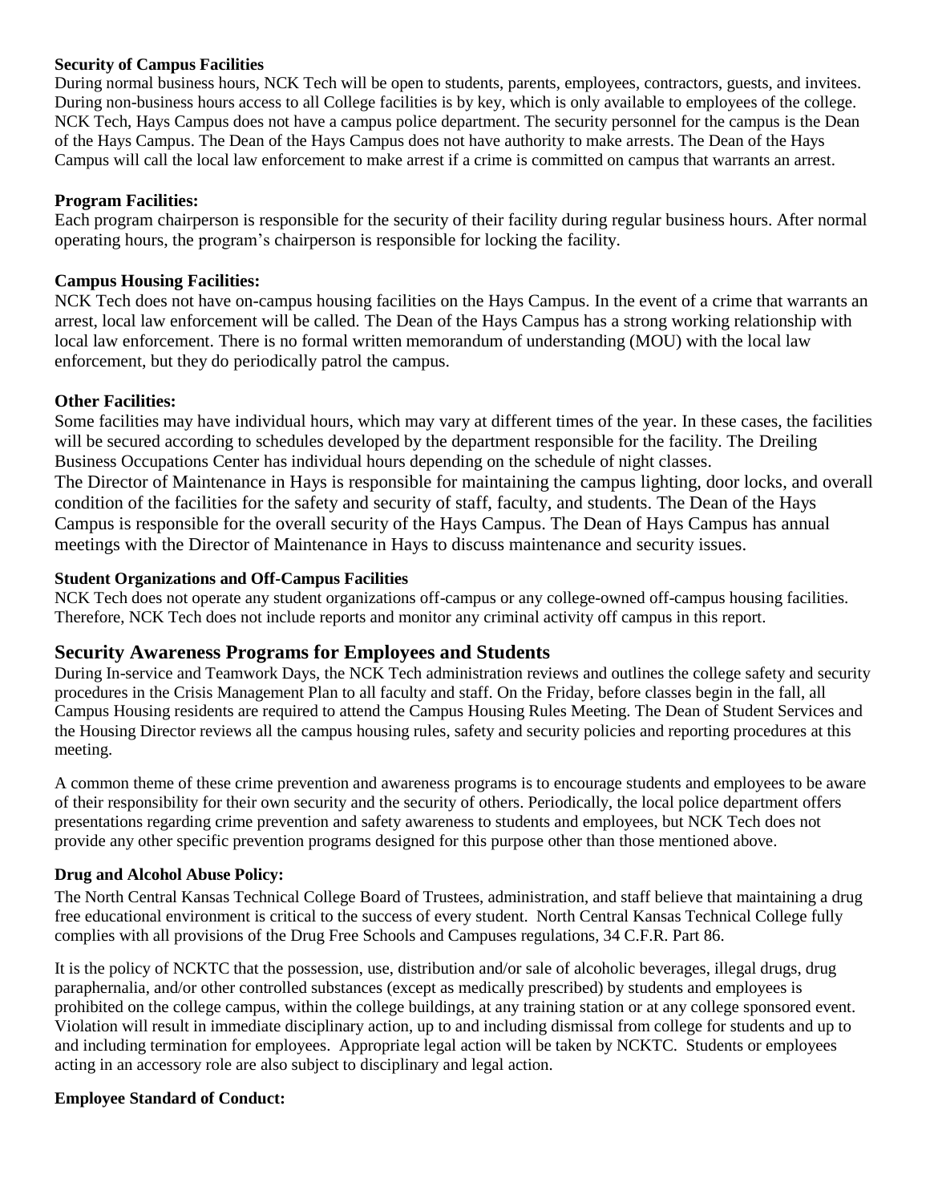**Security of Campus Facilities**

During normal business hours, NCK Tech will be open to students, parents, employees, contractors, guests, and invitees. During non-business hours access to all College facilities is by key, which is only available to employees of the college. NCK Tech, Hays Campus does not have a campus police department. The security personnel for the campus is the Dean of the Hays Campus. The Dean of the Hays Campus does not have authority to make arrests. The Dean of the Hays Campus will call the local law enforcement to make arrest if a crime is committed on campus that warrants an arrest.

**Program Facilities:**

Each program chairperson is responsible for the security of their facility during regular business hours. After normal operating hours, the program's chairperson is responsible for locking the facility.

**Campus Housing Facilities:**

NCK Tech does not have on-campus housing facilities on the Hays Campus. In the event of a crime that warrants an arrest, local law enforcement will be called. The Dean of the Hays Campus has a strong working relationship with local law enforcement. There is no formal written memorandum of understanding (MOU) with the local law enforcement, but they do periodically patrol the campus.

**Other Facilities:**

Some facilities may have individual hours, which may vary at different times of the year. In these cases, the facilities will be secured according to schedules developed by the department responsible for the facility. The Dreiling Business Occupations Center has individual hours depending on the schedule of night classes.

The Director of Maintenance in Hays is responsible for maintaining the campus lighting, door locks, and overall condition of the facilities for the safety and security of staff, faculty, and students. The Dean of the Hays Campus is responsible for the overall security of the Hays Campus. The Dean of Hays Campus has annual meetings with the Director of Maintenance in Hays to discuss maintenance and security issues.

**Student Organizations and Off-Campus Facilities**

NCK Tech does not operate any student organizations off-campus or any college-owned off-campus housing facilities. Therefore, NCK Tech does not include reports and monitor any criminal activity off campus in this report.

## Security Awareness Programs for Employees and Students

During In-service and Teamwork Days, the NCK Tech administration reviews and outlines the college safety and security procedures in the Crisis Management Plan to all faculty and staff. On the Friday, before classes begin in the fall, all Campus Housing residents are required to attend the Campus Housing Rules Meeting. The Dean of Student Services and the Housing Director reviews all the campus housing rules, safety and security policies and reporting procedures at this meeting.

A common theme of these crime prevention and awareness programs is to encourage students and employees to be aware of their responsibility for their own security and the security of others. Periodically, the local police department offers presentations regarding crime prevention and safety awareness to students and employees, but NCK Tech does not provide any other specific prevention programs designed for this purpose other than those mentioned above.

**Drug and Alcohol Abuse Policy:**

The North Central Kansas Technical College Board of Trustees, administration, and staff believe that maintaining a drug free educational environment is critical to the success of every student. North Central Kansas Technical College fully complies with all provisions of the Drug Free Schools and Campuses regulations, 34 C.F.R. Part 86.

It is the policy of NCKTC that the possession, use, distribution and/or sale of alcoholic beverages, illegal drugs, drug paraphernalia, and/or other controlled substances (except as medically prescribed) by students and employees is prohibited on the college campus, within the college buildings, at any training station or at any college sponsored event. Violation will result in immediate disciplinary action, up to and including dismissal from college for students and up to and including termination for employees. Appropriate legal action will be taken by NCKTC. Students or employees acting in an accessory role are also subject to disciplinary and legal action.

**Employee Standard of Conduct:**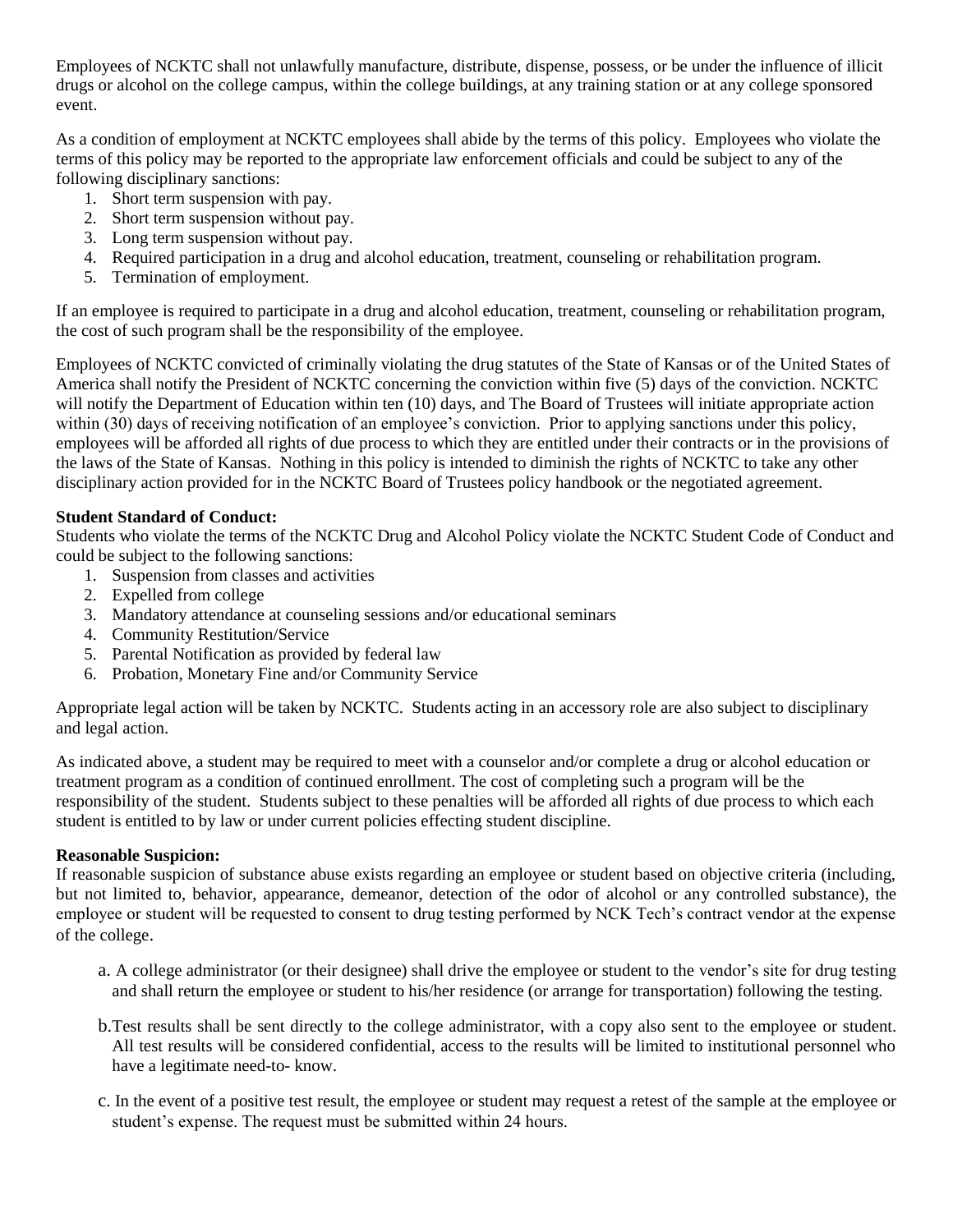Employees of NCKTC shall not unlawfully manufacture, distribute, dispense, possess, or be under the influence of illicit drugs or alcohol on the college campus, within the college buildings, at any training station or at any college sponsored event.

As a condition of employment at NCKTC employees shall abide by the terms of this policy. Employees who violate the terms of this policy may be reported to the appropriate law enforcement officials and could be subject to any of the following disciplinary sanctions:

1. Short term suspension with pay.
2. Short term suspension without pay.
3. Long term suspension without pay.
4. Required participation in a drug and alcohol education, treatment, counseling or rehabilitation program.
5. Termination of employment.

If an employee is required to participate in a drug and alcohol education, treatment, counseling or rehabilitation program, the cost of such program shall be the responsibility of the employee.

Employees of NCKTC convicted of criminally violating the drug statutes of the State of Kansas or of the United States of America shall notify the President of NCKTC concerning the conviction within five (5) days of the conviction. NCKTC will notify the Department of Education within ten (10) days, and The Board of Trustees will initiate appropriate action within (30) days of receiving notification of an employee's conviction. Prior to applying sanctions under this policy, employees will be afforded all rights of due process to which they are entitled under their contracts or in the provisions of the laws of the State of Kansas. Nothing in this policy is intended to diminish the rights of NCKTC to take any other disciplinary action provided for in the NCKTC Board of Trustees policy handbook or the negotiated agreement.

**Student Standard of Conduct:**
Students who violate the terms of the NCKTC Drug and Alcohol Policy violate the NCKTC Student Code of Conduct and could be subject to the following sanctions:

1. Suspension from classes and activities
2. Expelled from college
3. Mandatory attendance at counseling sessions and/or educational seminars
4. Community Restitution/Service
5. Parental Notification as provided by federal law
6. Probation, Monetary Fine and/or Community Service

Appropriate legal action will be taken by NCKTC. Students acting in an accessory role are also subject to disciplinary and legal action.

As indicated above, a student may be required to meet with a counselor and/or complete a drug or alcohol education or treatment program as a condition of continued enrollment. The cost of completing such a program will be the responsibility of the student. Students subject to these penalties will be afforded all rights of due process to which each student is entitled to by law or under current policies effecting student discipline.

**Reasonable Suspicion:**
If reasonable suspicion of substance abuse exists regarding an employee or student based on objective criteria (including, but not limited to, behavior, appearance, demeanor, detection of the odor of alcohol or any controlled substance), the employee or student will be requested to consent to drug testing performed by NCK Tech's contract vendor at the expense of the college.

a. A college administrator (or their designee) shall drive the employee or student to the vendor's site for drug testing and shall return the employee or student to his/her residence (or arrange for transportation) following the testing.

b. Test results shall be sent directly to the college administrator, with a copy also sent to the employee or student. All test results will be considered confidential, access to the results will be limited to institutional personnel who have a legitimate need-to- know.

c. In the event of a positive test result, the employee or student may request a retest of the sample at the employee or student's expense. The request must be submitted within 24 hours.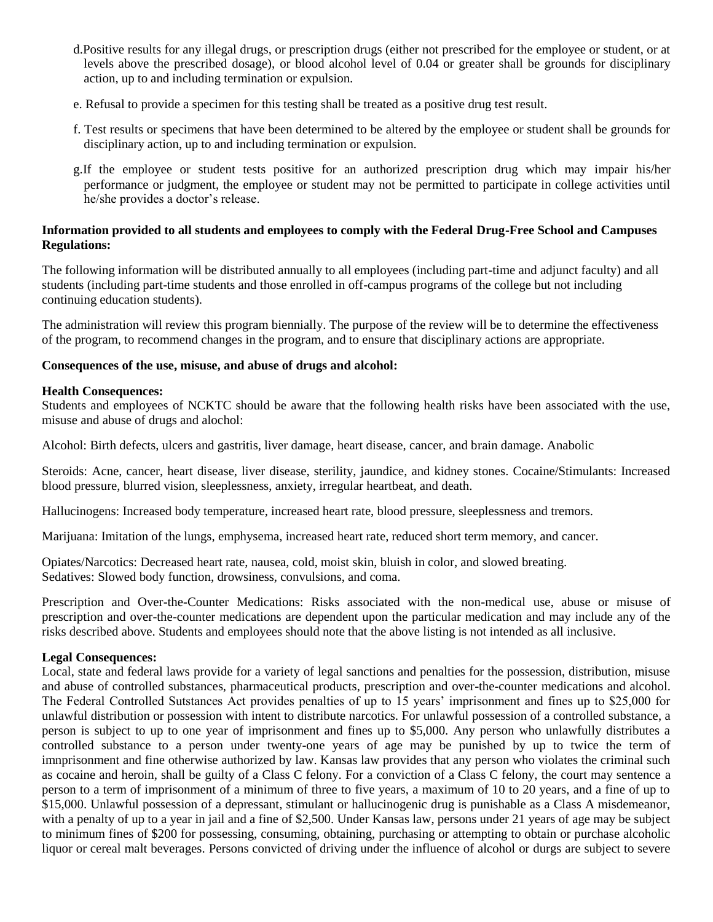d. Positive results for any illegal drugs, or prescription drugs (either not prescribed for the employee or student, or at levels above the prescribed dosage), or blood alcohol level of 0.04 or greater shall be grounds for disciplinary action, up to and including termination or expulsion.

e. Refusal to provide a specimen for this testing shall be treated as a positive drug test result.

f. Test results or specimens that have been determined to be altered by the employee or student shall be grounds for disciplinary action, up to and including termination or expulsion.

g. If the employee or student tests positive for an authorized prescription drug which may impair his/her performance or judgment, the employee or student may not be permitted to participate in college activities until he/she provides a doctor's release.

**Information provided to all students and employees to comply with the Federal Drug-Free School and Campuses Regulations:**

The following information will be distributed annually to all employees (including part-time and adjunct faculty) and all students (including part-time students and those enrolled in off-campus programs of the college but not including continuing education students).

The administration will review this program biennially. The purpose of the review will be to determine the effectiveness of the program, to recommend changes in the program, and to ensure that disciplinary actions are appropriate.

**Consequences of the use, misuse, and abuse of drugs and alcohol:**

**Health Consequences:**
Students and employees of NCKTC should be aware that the following health risks have been associated with the use, misuse and abuse of drugs and alochol:

Alcohol: Birth defects, ulcers and gastritis, liver damage, heart disease, cancer, and brain damage. Anabolic

Steroids: Acne, cancer, heart disease, liver disease, sterility, jaundice, and kidney stones. Cocaine/Stimulants: Increased blood pressure, blurred vision, sleeplessness, anxiety, irregular heartbeat, and death.

Hallucinogens: Increased body temperature, increased heart rate, blood pressure, sleeplessness and tremors.

Marijuana: Imitation of the lungs, emphysema, increased heart rate, reduced short term memory, and cancer.

Opiates/Narcotics: Decreased heart rate, nausea, cold, moist skin, bluish in color, and slowed breating.
Sedatives: Slowed body function, drowsiness, convulsions, and coma.

Prescription and Over-the-Counter Medications: Risks associated with the non-medical use, abuse or misuse of prescription and over-the-counter medications are dependent upon the particular medication and may include any of the risks described above. Students and employees should note that the above listing is not intended as all inclusive.

**Legal Consequences:**
Local, state and federal laws provide for a variety of legal sanctions and penalties for the possession, distribution, misuse and abuse of controlled substances, pharmaceutical products, prescription and over-the-counter medications and alcohol. The Federal Controlled Sutstances Act provides penalties of up to 15 years' imprisonment and fines up to $25,000 for unlawful distribution or possession with intent to distribute narcotics. For unlawful possession of a controlled substance, a person is subject to up to one year of imprisonment and fines up to $5,000. Any person who unlawfully distributes a controlled substance to a person under twenty-one years of age may be punished by up to twice the term of imnprisonment and fine otherwise authorized by law. Kansas law provides that any person who violates the criminal such as cocaine and heroin, shall be guilty of a Class C felony. For a conviction of a Class C felony, the court may sentence a person to a term of imprisonment of a minimum of three to five years, a maximum of 10 to 20 years, and a fine of up to $15,000. Unlawful possession of a depressant, stimulant or hallucinogenic drug is punishable as a Class A misdemeanor, with a penalty of up to a year in jail and a fine of $2,500. Under Kansas law, persons under 21 years of age may be subject to minimum fines of $200 for possessing, consuming, obtaining, purchasing or attempting to obtain or purchase alcoholic liquor or cereal malt beverages. Persons convicted of driving under the influence of alcohol or durgs are subject to severe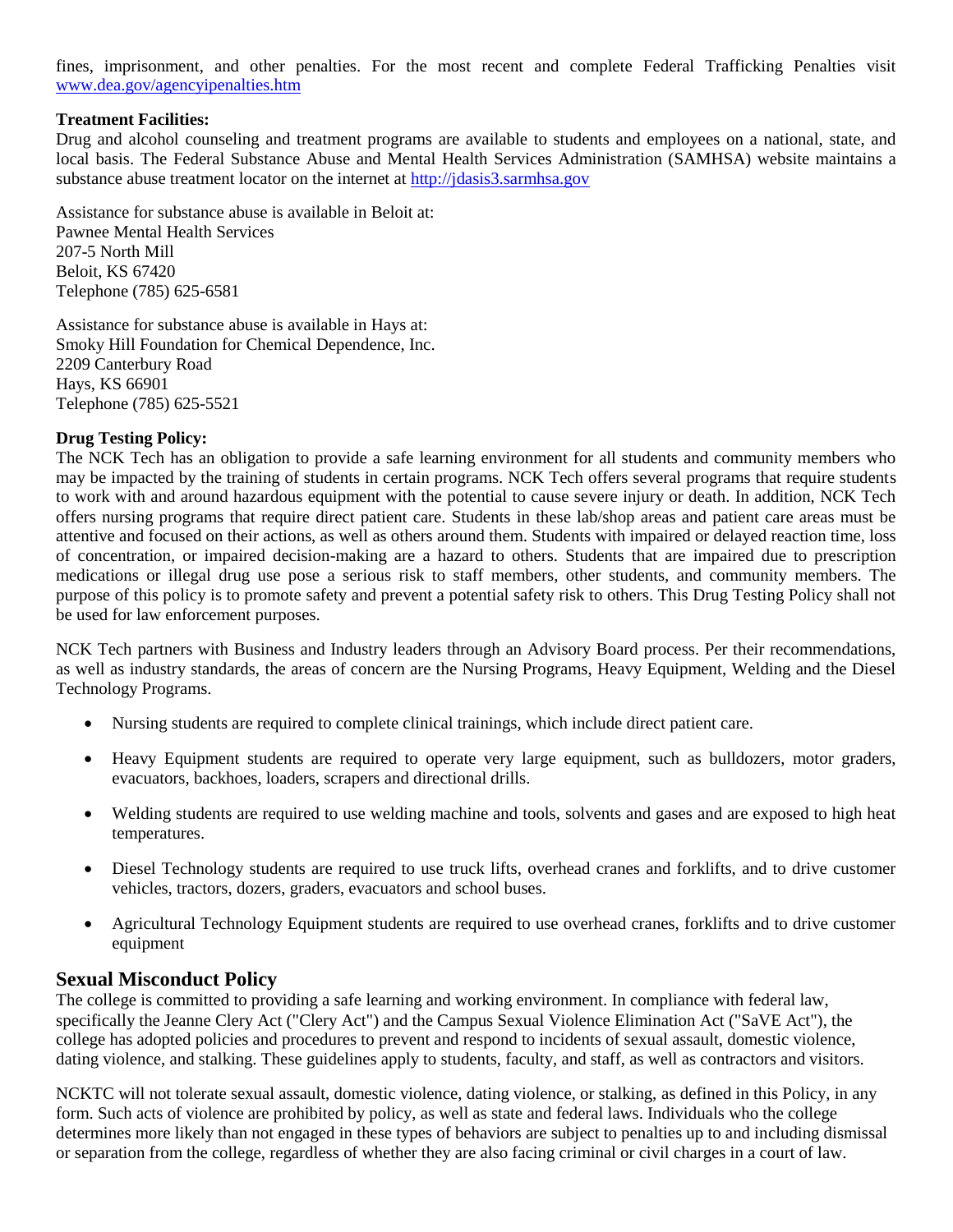fines, imprisonment, and other penalties. For the most recent and complete Federal Trafficking Penalties visit [www.dea.gov/agencyipenalties.htm](www.dea.gov/agencyipenalties.htm)

**Treatment Facilities:**
Drug and alcohol counseling and treatment programs are available to students and employees on a national, state, and local basis. The Federal Substance Abuse and Mental Health Services Administration (SAMHSA) website maintains a substance abuse treatment locator on the internet at [http://jdasis3.sarmhsa.gov](http://jdasis3.sarmhsa.gov)

Assistance for substance abuse is available in Beloit at:
Pawnee Mental Health Services
207-5 North Mill
Beloit, KS 67420
Telephone (785) 625-6581

Assistance for substance abuse is available in Hays at:
Smoky Hill Foundation for Chemical Dependence, Inc.
2209 Canterbury Road
Hays, KS 66901
Telephone (785) 625-5521

**Drug Testing Policy:**
The NCK Tech has an obligation to provide a safe learning environment for all students and community members who may be impacted by the training of students in certain programs. NCK Tech offers several programs that require students to work with and around hazardous equipment with the potential to cause severe injury or death. In addition, NCK Tech offers nursing programs that require direct patient care. Students in these lab/shop areas and patient care areas must be attentive and focused on their actions, as well as others around them. Students with impaired or delayed reaction time, loss of concentration, or impaired decision-making are a hazard to others. Students that are impaired due to prescription medications or illegal drug use pose a serious risk to staff members, other students, and community members. The purpose of this policy is to promote safety and prevent a potential safety risk to others. This Drug Testing Policy shall not be used for law enforcement purposes.

NCK Tech partners with Business and Industry leaders through an Advisory Board process. Per their recommendations, as well as industry standards, the areas of concern are the Nursing Programs, Heavy Equipment, Welding and the Diesel Technology Programs.

- Nursing students are required to complete clinical trainings, which include direct patient care.
- Heavy Equipment students are required to operate very large equipment, such as bulldozers, motor graders, evacuators, backhoes, loaders, scrapers and directional drills.
- Welding students are required to use welding machine and tools, solvents and gases and are exposed to high heat temperatures.
- Diesel Technology students are required to use truck lifts, overhead cranes and forklifts, and to drive customer vehicles, tractors, dozers, graders, evacuators and school buses.
- Agricultural Technology Equipment students are required to use overhead cranes, forklifts and to drive customer equipment

## Sexual Misconduct Policy

The college is committed to providing a safe learning and working environment. In compliance with federal law, specifically the Jeanne Clery Act ("Clery Act") and the Campus Sexual Violence Elimination Act ("SaVE Act"), the college has adopted policies and procedures to prevent and respond to incidents of sexual assault, domestic violence, dating violence, and stalking. These guidelines apply to students, faculty, and staff, as well as contractors and visitors.

NCKTC will not tolerate sexual assault, domestic violence, dating violence, or stalking, as defined in this Policy, in any form. Such acts of violence are prohibited by policy, as well as state and federal laws. Individuals who the college determines more likely than not engaged in these types of behaviors are subject to penalties up to and including dismissal or separation from the college, regardless of whether they are also facing criminal or civil charges in a court of law.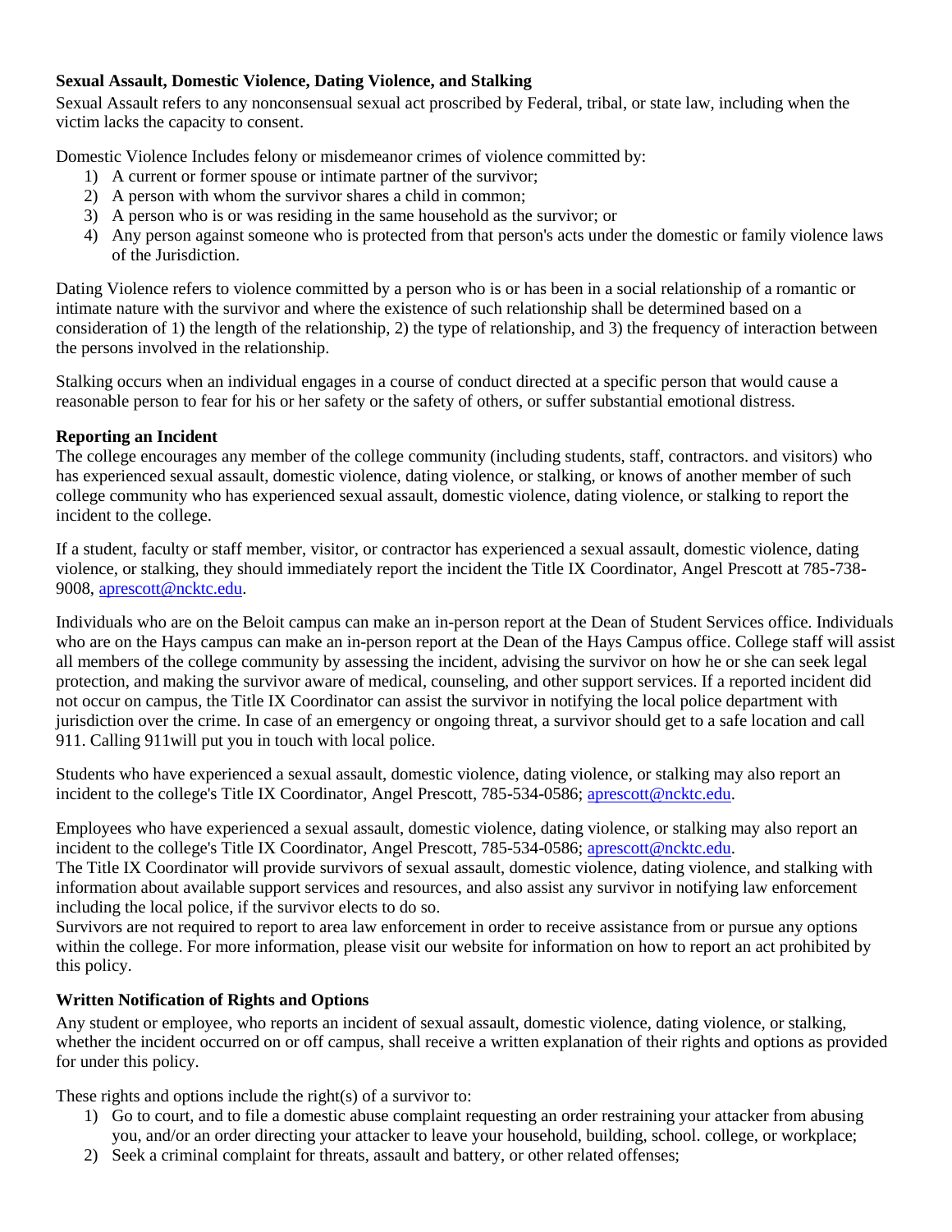**Sexual Assault, Domestic Violence, Dating Violence, and Stalking**

Sexual Assault refers to any nonconsensual sexual act proscribed by Federal, tribal, or state law, including when the victim lacks the capacity to consent.

Domestic Violence Includes felony or misdemeanor crimes of violence committed by:

1) A current or former spouse or intimate partner of the survivor;
2) A person with whom the survivor shares a child in common;
3) A person who is or was residing in the same household as the survivor; or
4) Any person against someone who is protected from that person's acts under the domestic or family violence laws of the Jurisdiction.

Dating Violence refers to violence committed by a person who is or has been in a social relationship of a romantic or intimate nature with the survivor and where the existence of such relationship shall be determined based on a consideration of 1) the length of the relationship, 2) the type of relationship, and 3) the frequency of interaction between the persons involved in the relationship.

Stalking occurs when an individual engages in a course of conduct directed at a specific person that would cause a reasonable person to fear for his or her safety or the safety of others, or suffer substantial emotional distress.

**Reporting an Incident**

The college encourages any member of the college community (including students, staff, contractors. and visitors) who has experienced sexual assault, domestic violence, dating violence, or stalking, or knows of another member of such college community who has experienced sexual assault, domestic violence, dating violence, or stalking to report the incident to the college.

If a student, faculty or staff member, visitor, or contractor has experienced a sexual assault, domestic violence, dating violence, or stalking, they should immediately report the incident the Title IX Coordinator, Angel Prescott at 785-738-9008, aprescott@ncktc.edu.

Individuals who are on the Beloit campus can make an in-person report at the Dean of Student Services office. Individuals who are on the Hays campus can make an in-person report at the Dean of the Hays Campus office. College staff will assist all members of the college community by assessing the incident, advising the survivor on how he or she can seek legal protection, and making the survivor aware of medical, counseling, and other support services. If a reported incident did not occur on campus, the Title IX Coordinator can assist the survivor in notifying the local police department with jurisdiction over the crime. In case of an emergency or ongoing threat, a survivor should get to a safe location and call 911. Calling 911will put you in touch with local police.

Students who have experienced a sexual assault, domestic violence, dating violence, or stalking may also report an incident to the college's Title IX Coordinator, Angel Prescott, 785-534-0586; aprescott@ncktc.edu.

Employees who have experienced a sexual assault, domestic violence, dating violence, or stalking may also report an incident to the college's Title IX Coordinator, Angel Prescott, 785-534-0586; aprescott@ncktc.edu.
The Title IX Coordinator will provide survivors of sexual assault, domestic violence, dating violence, and stalking with information about available support services and resources, and also assist any survivor in notifying law enforcement including the local police, if the survivor elects to do so.
Survivors are not required to report to area law enforcement in order to receive assistance from or pursue any options within the college. For more information, please visit our website for information on how to report an act prohibited by this policy.

**Written Notification of Rights and Options**

Any student or employee, who reports an incident of sexual assault, domestic violence, dating violence, or stalking, whether the incident occurred on or off campus, shall receive a written explanation of their rights and options as provided for under this policy.

These rights and options include the right(s) of a survivor to:

1) Go to court, and to file a domestic abuse complaint requesting an order restraining your attacker from abusing you, and/or an order directing your attacker to leave your household, building, school. college, or workplace;
2) Seek a criminal complaint for threats, assault and battery, or other related offenses;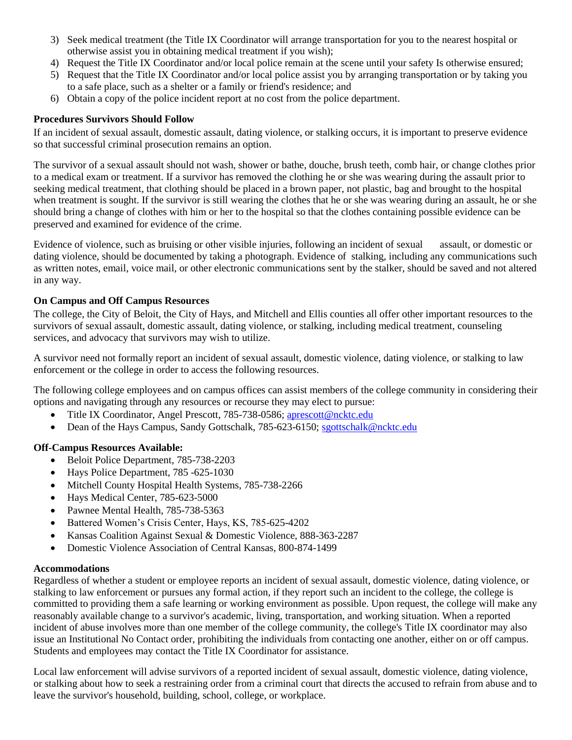3) Seek medical treatment (the Title IX Coordinator will arrange transportation for you to the nearest hospital or otherwise assist you in obtaining medical treatment if you wish);
4) Request the Title IX Coordinator and/or local police remain at the scene until your safety Is otherwise ensured;
5) Request that the Title IX Coordinator and/or local police assist you by arranging transportation or by taking you to a safe place, such as a shelter or a family or friend's residence; and
6) Obtain a copy of the police incident report at no cost from the police department.

**Procedures Survivors Should Follow**

If an incident of sexual assault, domestic assault, dating violence, or stalking occurs, it is important to preserve evidence so that successful criminal prosecution remains an option.

The survivor of a sexual assault should not wash, shower or bathe, douche, brush teeth, comb hair, or change clothes prior to a medical exam or treatment. If a survivor has removed the clothing he or she was wearing during the assault prior to seeking medical treatment, that clothing should be placed in a brown paper, not plastic, bag and brought to the hospital when treatment is sought. If the survivor is still wearing the clothes that he or she was wearing during an assault, he or she should bring a change of clothes with him or her to the hospital so that the clothes containing possible evidence can be preserved and examined for evidence of the crime.

Evidence of violence, such as bruising or other visible injuries, following an incident of sexual assault, or domestic or dating violence, should be documented by taking a photograph. Evidence of stalking, including any communications such as written notes, email, voice mail, or other electronic communications sent by the stalker, should be saved and not altered in any way.

**On Campus and Off Campus Resources**

The college, the City of Beloit, the City of Hays, and Mitchell and Ellis counties all offer other important resources to the survivors of sexual assault, domestic assault, dating violence, or stalking, including medical treatment, counseling services, and advocacy that survivors may wish to utilize.

A survivor need not formally report an incident of sexual assault, domestic violence, dating violence, or stalking to law enforcement or the college in order to access the following resources.

The following college employees and on campus offices can assist members of the college community in considering their options and navigating through any resources or recourse they may elect to pursue:

- Title IX Coordinator, Angel Prescott, 785-738-0586; aprescott@ncktc.edu
- Dean of the Hays Campus, Sandy Gottschalk, 785-623-6150; sgottschalk@ncktc.edu

**Off-Campus Resources Available:**

- Beloit Police Department, 785-738-2203
- Hays Police Department, 785 -625-1030
- Mitchell County Hospital Health Systems, 785-738-2266
- Hays Medical Center, 785-623-5000
- Pawnee Mental Health, 785-738-5363
- Battered Women's Crisis Center, Hays, KS, 785-625-4202
- Kansas Coalition Against Sexual & Domestic Violence, 888-363-2287
- Domestic Violence Association of Central Kansas, 800-874-1499

**Accommodations**

Regardless of whether a student or employee reports an incident of sexual assault, domestic violence, dating violence, or stalking to law enforcement or pursues any formal action, if they report such an incident to the college, the college is committed to providing them a safe learning or working environment as possible. Upon request, the college will make any reasonably available change to a survivor's academic, living, transportation, and working situation. When a reported incident of abuse involves more than one member of the college community, the college's Title IX coordinator may also issue an Institutional No Contact order, prohibiting the individuals from contacting one another, either on or off campus. Students and employees may contact the Title IX Coordinator for assistance.

Local law enforcement will advise survivors of a reported incident of sexual assault, domestic violence, dating violence, or stalking about how to seek a restraining order from a criminal court that directs the accused to refrain from abuse and to leave the survivor's household, building, school, college, or workplace.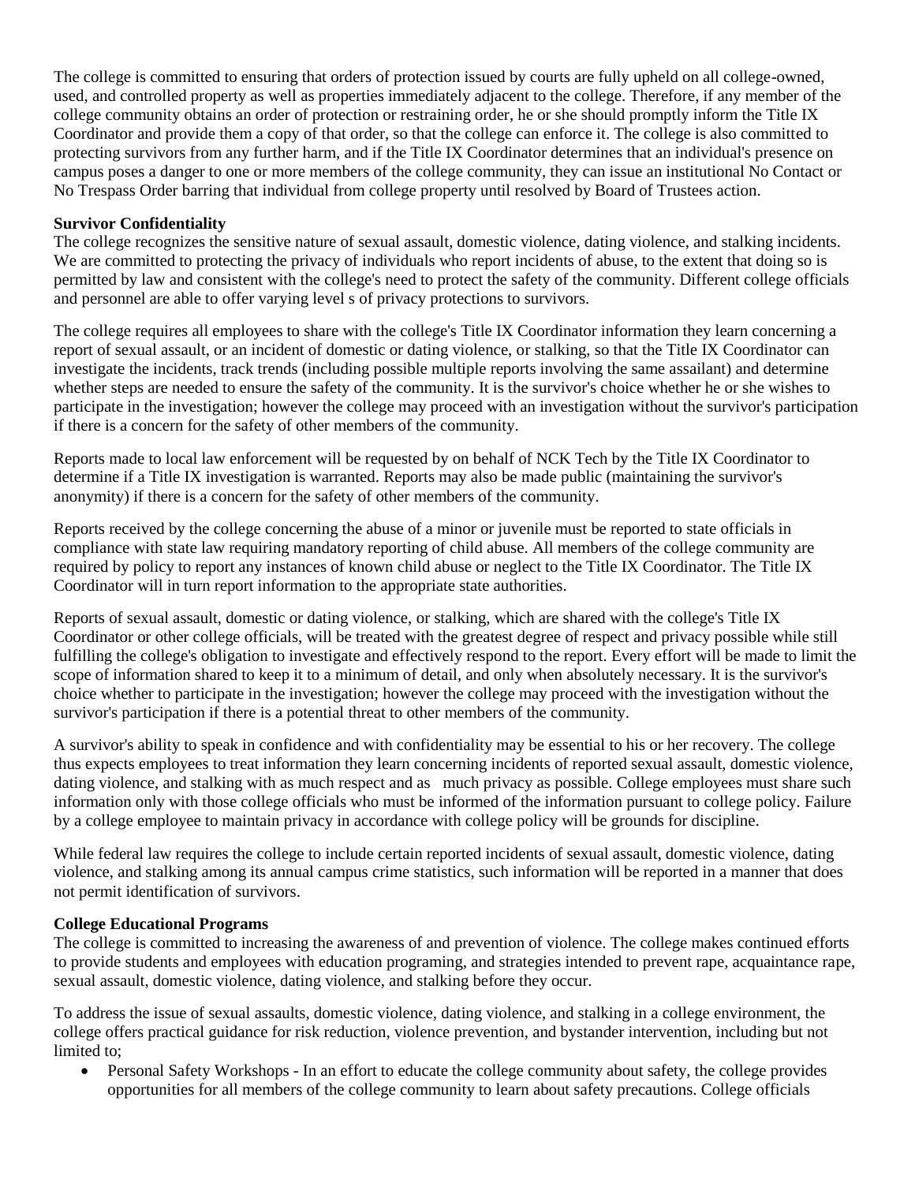The college is committed to ensuring that orders of protection issued by courts are fully upheld on all college-owned, used, and controlled property as well as properties immediately adjacent to the college. Therefore, if any member of the college community obtains an order of protection or restraining order, he or she should promptly inform the Title IX Coordinator and provide them a copy of that order, so that the college can enforce it. The college is also committed to protecting survivors from any further harm, and if the Title IX Coordinator determines that an individual's presence on campus poses a danger to one or more members of the college community, they can issue an institutional No Contact or No Trespass Order barring that individual from college property until resolved by Board of Trustees action.

**Survivor Confidentiality**

The college recognizes the sensitive nature of sexual assault, domestic violence, dating violence, and stalking incidents. We are committed to protecting the privacy of individuals who report incidents of abuse, to the extent that doing so is permitted by law and consistent with the college's need to protect the safety of the community. Different college officials and personnel are able to offer varying level s of privacy protections to survivors.

The college requires all employees to share with the college's Title IX Coordinator information they learn concerning a report of sexual assault, or an incident of domestic or dating violence, or stalking, so that the Title IX Coordinator can investigate the incidents, track trends (including possible multiple reports involving the same assailant) and determine whether steps are needed to ensure the safety of the community. It is the survivor's choice whether he or she wishes to participate in the investigation; however the college may proceed with an investigation without the survivor's participation if there is a concern for the safety of other members of the community.

Reports made to local law enforcement will be requested by on behalf of NCK Tech by the Title IX Coordinator to determine if a Title IX investigation is warranted. Reports may also be made public (maintaining the survivor's anonymity) if there is a concern for the safety of other members of the community.

Reports received by the college concerning the abuse of a minor or juvenile must be reported to state officials in compliance with state law requiring mandatory reporting of child abuse. All members of the college community are required by policy to report any instances of known child abuse or neglect to the Title IX Coordinator. The Title IX Coordinator will in turn report information to the appropriate state authorities.

Reports of sexual assault, domestic or dating violence, or stalking, which are shared with the college's Title IX Coordinator or other college officials, will be treated with the greatest degree of respect and privacy possible while still fulfilling the college's obligation to investigate and effectively respond to the report. Every effort will be made to limit the scope of information shared to keep it to a minimum of detail, and only when absolutely necessary. It is the survivor's choice whether to participate in the investigation; however the college may proceed with the investigation without the survivor's participation if there is a potential threat to other members of the community.

A survivor's ability to speak in confidence and with confidentiality may be essential to his or her recovery. The college thus expects employees to treat information they learn concerning incidents of reported sexual assault, domestic violence, dating violence, and stalking with as much respect and as much privacy as possible. College employees must share such information only with those college officials who must be informed of the information pursuant to college policy. Failure by a college employee to maintain privacy in accordance with college policy will be grounds for discipline.

While federal law requires the college to include certain reported incidents of sexual assault, domestic violence, dating violence, and stalking among its annual campus crime statistics, such information will be reported in a manner that does not permit identification of survivors.

**College Educational Programs**

The college is committed to increasing the awareness of and prevention of violence. The college makes continued efforts to provide students and employees with education programing, and strategies intended to prevent rape, acquaintance rape, sexual assault, domestic violence, dating violence, and stalking before they occur.

To address the issue of sexual assaults, domestic violence, dating violence, and stalking in a college environment, the college offers practical guidance for risk reduction, violence prevention, and bystander intervention, including but not limited to;

- Personal Safety Workshops - In an effort to educate the college community about safety, the college provides opportunities for all members of the college community to learn about safety precautions. College officials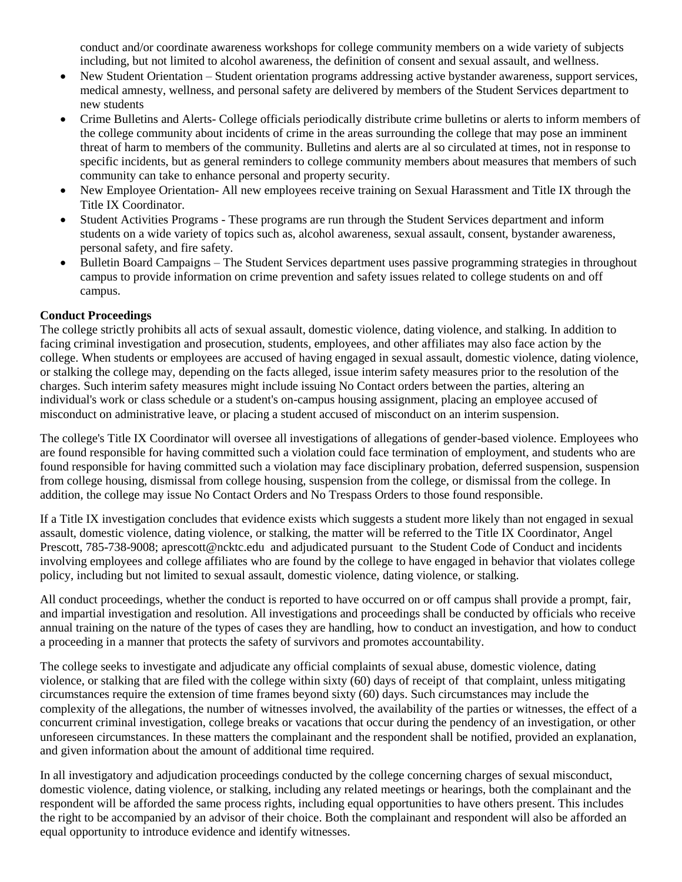conduct and/or coordinate awareness workshops for college community members on a wide variety of subjects including, but not limited to alcohol awareness, the definition of consent and sexual assault, and wellness.

- New Student Orientation – Student orientation programs addressing active bystander awareness, support services, medical amnesty, wellness, and personal safety are delivered by members of the Student Services department to new students
- Crime Bulletins and Alerts- College officials periodically distribute crime bulletins or alerts to inform members of the college community about incidents of crime in the areas surrounding the college that may pose an imminent threat of harm to members of the community. Bulletins and alerts are al so circulated at times, not in response to specific incidents, but as general reminders to college community members about measures that members of such community can take to enhance personal and property security.
- New Employee Orientation- All new employees receive training on Sexual Harassment and Title IX through the Title IX Coordinator.
- Student Activities Programs - These programs are run through the Student Services department and inform students on a wide variety of topics such as, alcohol awareness, sexual assault, consent, bystander awareness, personal safety, and fire safety.
- Bulletin Board Campaigns – The Student Services department uses passive programming strategies in throughout campus to provide information on crime prevention and safety issues related to college students on and off campus.

**Conduct Proceedings**

The college strictly prohibits all acts of sexual assault, domestic violence, dating violence, and stalking. In addition to facing criminal investigation and prosecution, students, employees, and other affiliates may also face action by the college. When students or employees are accused of having engaged in sexual assault, domestic violence, dating violence, or stalking the college may, depending on the facts alleged, issue interim safety measures prior to the resolution of the charges. Such interim safety measures might include issuing No Contact orders between the parties, altering an individual's work or class schedule or a student's on-campus housing assignment, placing an employee accused of misconduct on administrative leave, or placing a student accused of misconduct on an interim suspension.

The college's Title IX Coordinator will oversee all investigations of allegations of gender-based violence. Employees who are found responsible for having committed such a violation could face termination of employment, and students who are found responsible for having committed such a violation may face disciplinary probation, deferred suspension, suspension from college housing, dismissal from college housing, suspension from the college, or dismissal from the college. In addition, the college may issue No Contact Orders and No Trespass Orders to those found responsible.

If a Title IX investigation concludes that evidence exists which suggests a student more likely than not engaged in sexual assault, domestic violence, dating violence, or stalking, the matter will be referred to the Title IX Coordinator, Angel Prescott, 785-738-9008; aprescott@ncktc.edu and adjudicated pursuant to the Student Code of Conduct and incidents involving employees and college affiliates who are found by the college to have engaged in behavior that violates college policy, including but not limited to sexual assault, domestic violence, dating violence, or stalking.

All conduct proceedings, whether the conduct is reported to have occurred on or off campus shall provide a prompt, fair, and impartial investigation and resolution. All investigations and proceedings shall be conducted by officials who receive annual training on the nature of the types of cases they are handling, how to conduct an investigation, and how to conduct a proceeding in a manner that protects the safety of survivors and promotes accountability.

The college seeks to investigate and adjudicate any official complaints of sexual abuse, domestic violence, dating violence, or stalking that are filed with the college within sixty (60) days of receipt of that complaint, unless mitigating circumstances require the extension of time frames beyond sixty (60) days. Such circumstances may include the complexity of the allegations, the number of witnesses involved, the availability of the parties or witnesses, the effect of a concurrent criminal investigation, college breaks or vacations that occur during the pendency of an investigation, or other unforeseen circumstances. In these matters the complainant and the respondent shall be notified, provided an explanation, and given information about the amount of additional time required.

In all investigatory and adjudication proceedings conducted by the college concerning charges of sexual misconduct, domestic violence, dating violence, or stalking, including any related meetings or hearings, both the complainant and the respondent will be afforded the same process rights, including equal opportunities to have others present. This includes the right to be accompanied by an advisor of their choice. Both the complainant and respondent will also be afforded an equal opportunity to introduce evidence and identify witnesses.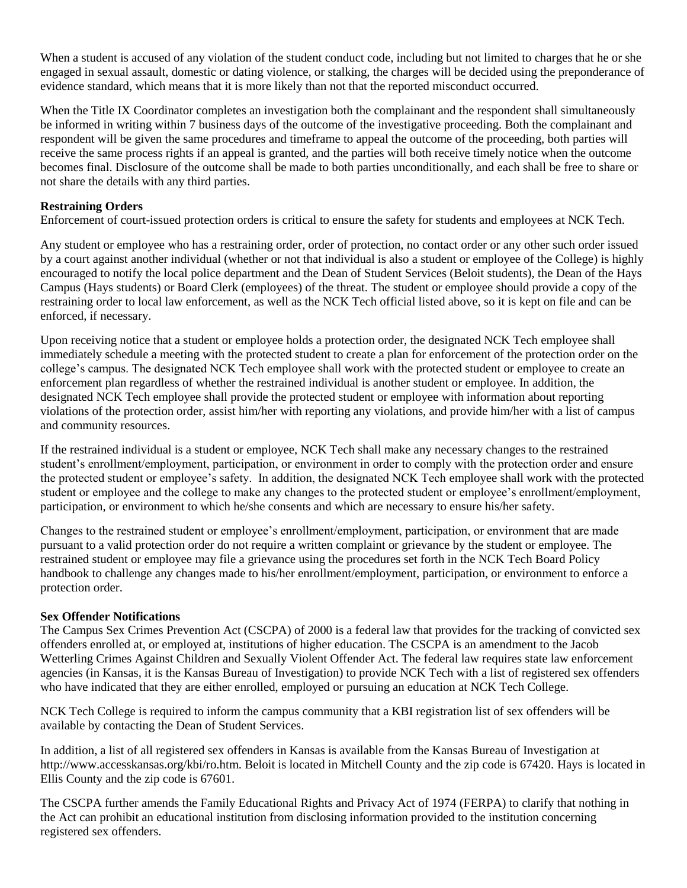When a student is accused of any violation of the student conduct code, including but not limited to charges that he or she engaged in sexual assault, domestic or dating violence, or stalking, the charges will be decided using the preponderance of evidence standard, which means that it is more likely than not that the reported misconduct occurred.

When the Title IX Coordinator completes an investigation both the complainant and the respondent shall simultaneously be informed in writing within 7 business days of the outcome of the investigative proceeding. Both the complainant and respondent will be given the same procedures and timeframe to appeal the outcome of the proceeding, both parties will receive the same process rights if an appeal is granted, and the parties will both receive timely notice when the outcome becomes final. Disclosure of the outcome shall be made to both parties unconditionally, and each shall be free to share or not share the details with any third parties.

**Restraining Orders**

Enforcement of court-issued protection orders is critical to ensure the safety for students and employees at NCK Tech.

Any student or employee who has a restraining order, order of protection, no contact order or any other such order issued by a court against another individual (whether or not that individual is also a student or employee of the College) is highly encouraged to notify the local police department and the Dean of Student Services (Beloit students), the Dean of the Hays Campus (Hays students) or Board Clerk (employees) of the threat. The student or employee should provide a copy of the restraining order to local law enforcement, as well as the NCK Tech official listed above, so it is kept on file and can be enforced, if necessary.

Upon receiving notice that a student or employee holds a protection order, the designated NCK Tech employee shall immediately schedule a meeting with the protected student to create a plan for enforcement of the protection order on the college's campus. The designated NCK Tech employee shall work with the protected student or employee to create an enforcement plan regardless of whether the restrained individual is another student or employee. In addition, the designated NCK Tech employee shall provide the protected student or employee with information about reporting violations of the protection order, assist him/her with reporting any violations, and provide him/her with a list of campus and community resources.

If the restrained individual is a student or employee, NCK Tech shall make any necessary changes to the restrained student's enrollment/employment, participation, or environment in order to comply with the protection order and ensure the protected student or employee's safety. In addition, the designated NCK Tech employee shall work with the protected student or employee and the college to make any changes to the protected student or employee's enrollment/employment, participation, or environment to which he/she consents and which are necessary to ensure his/her safety.

Changes to the restrained student or employee's enrollment/employment, participation, or environment that are made pursuant to a valid protection order do not require a written complaint or grievance by the student or employee. The restrained student or employee may file a grievance using the procedures set forth in the NCK Tech Board Policy handbook to challenge any changes made to his/her enrollment/employment, participation, or environment to enforce a protection order.

**Sex Offender Notifications**

The Campus Sex Crimes Prevention Act (CSCPA) of 2000 is a federal law that provides for the tracking of convicted sex offenders enrolled at, or employed at, institutions of higher education. The CSCPA is an amendment to the Jacob Wetterling Crimes Against Children and Sexually Violent Offender Act. The federal law requires state law enforcement agencies (in Kansas, it is the Kansas Bureau of Investigation) to provide NCK Tech with a list of registered sex offenders who have indicated that they are either enrolled, employed or pursuing an education at NCK Tech College.

NCK Tech College is required to inform the campus community that a KBI registration list of sex offenders will be available by contacting the Dean of Student Services.

In addition, a list of all registered sex offenders in Kansas is available from the Kansas Bureau of Investigation at http://www.accesskansas.org/kbi/ro.htm. Beloit is located in Mitchell County and the zip code is 67420. Hays is located in Ellis County and the zip code is 67601.

The CSCPA further amends the Family Educational Rights and Privacy Act of 1974 (FERPA) to clarify that nothing in the Act can prohibit an educational institution from disclosing information provided to the institution concerning registered sex offenders.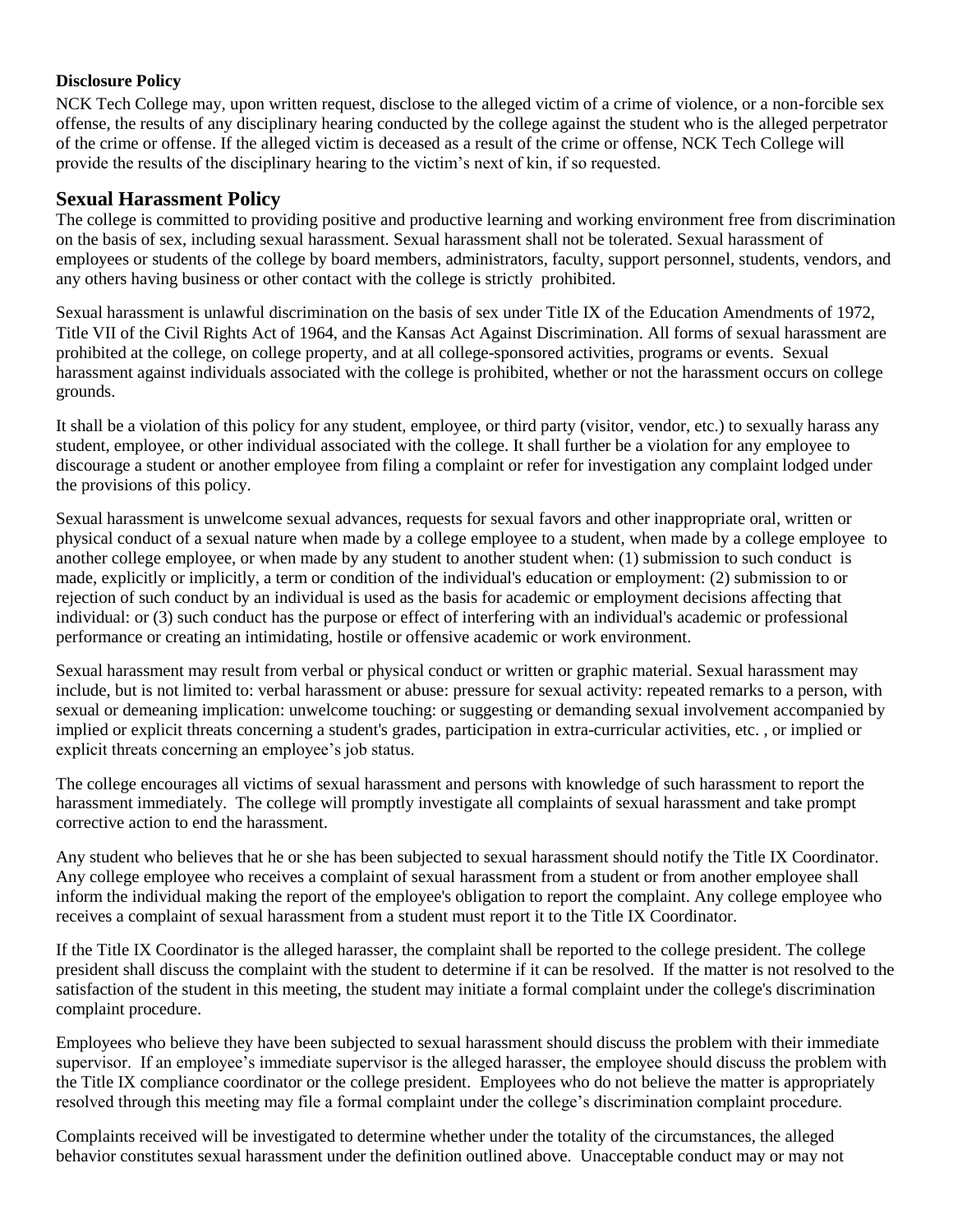**Disclosure Policy**

NCK Tech College may, upon written request, disclose to the alleged victim of a crime of violence, or a non-forcible sex offense, the results of any disciplinary hearing conducted by the college against the student who is the alleged perpetrator of the crime or offense. If the alleged victim is deceased as a result of the crime or offense, NCK Tech College will provide the results of the disciplinary hearing to the victim's next of kin, if so requested.

## Sexual Harassment Policy

The college is committed to providing positive and productive learning and working environment free from discrimination on the basis of sex, including sexual harassment. Sexual harassment shall not be tolerated. Sexual harassment of employees or students of the college by board members, administrators, faculty, support personnel, students, vendors, and any others having business or other contact with the college is strictly prohibited.

Sexual harassment is unlawful discrimination on the basis of sex under Title IX of the Education Amendments of 1972, Title VII of the Civil Rights Act of 1964, and the Kansas Act Against Discrimination. All forms of sexual harassment are prohibited at the college, on college property, and at all college-sponsored activities, programs or events. Sexual harassment against individuals associated with the college is prohibited, whether or not the harassment occurs on college grounds.

It shall be a violation of this policy for any student, employee, or third party (visitor, vendor, etc.) to sexually harass any student, employee, or other individual associated with the college. It shall further be a violation for any employee to discourage a student or another employee from filing a complaint or refer for investigation any complaint lodged under the provisions of this policy.

Sexual harassment is unwelcome sexual advances, requests for sexual favors and other inappropriate oral, written or physical conduct of a sexual nature when made by a college employee to a student, when made by a college employee to another college employee, or when made by any student to another student when: (1) submission to such conduct is made, explicitly or implicitly, a term or condition of the individual's education or employment: (2) submission to or rejection of such conduct by an individual is used as the basis for academic or employment decisions affecting that individual: or (3) such conduct has the purpose or effect of interfering with an individual's academic or professional performance or creating an intimidating, hostile or offensive academic or work environment.

Sexual harassment may result from verbal or physical conduct or written or graphic material. Sexual harassment may include, but is not limited to: verbal harassment or abuse: pressure for sexual activity: repeated remarks to a person, with sexual or demeaning implication: unwelcome touching: or suggesting or demanding sexual involvement accompanied by implied or explicit threats concerning a student's grades, participation in extra-curricular activities, etc. , or implied or explicit threats concerning an employee's job status.

The college encourages all victims of sexual harassment and persons with knowledge of such harassment to report the harassment immediately. The college will promptly investigate all complaints of sexual harassment and take prompt corrective action to end the harassment.

Any student who believes that he or she has been subjected to sexual harassment should notify the Title IX Coordinator. Any college employee who receives a complaint of sexual harassment from a student or from another employee shall inform the individual making the report of the employee's obligation to report the complaint. Any college employee who receives a complaint of sexual harassment from a student must report it to the Title IX Coordinator.

If the Title IX Coordinator is the alleged harasser, the complaint shall be reported to the college president. The college president shall discuss the complaint with the student to determine if it can be resolved. If the matter is not resolved to the satisfaction of the student in this meeting, the student may initiate a formal complaint under the college's discrimination complaint procedure.

Employees who believe they have been subjected to sexual harassment should discuss the problem with their immediate supervisor. If an employee's immediate supervisor is the alleged harasser, the employee should discuss the problem with the Title IX compliance coordinator or the college president. Employees who do not believe the matter is appropriately resolved through this meeting may file a formal complaint under the college's discrimination complaint procedure.

Complaints received will be investigated to determine whether under the totality of the circumstances, the alleged behavior constitutes sexual harassment under the definition outlined above. Unacceptable conduct may or may not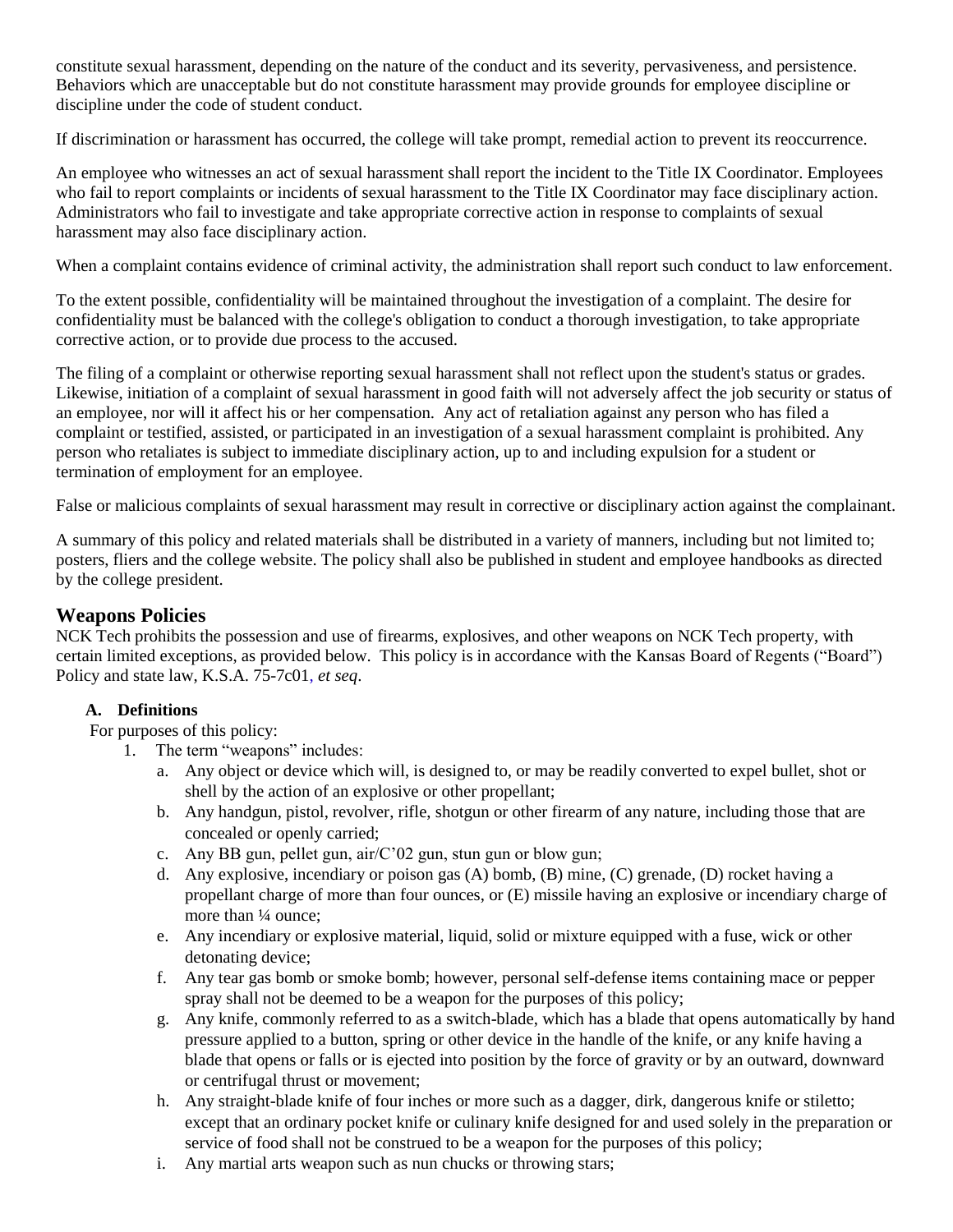constitute sexual harassment, depending on the nature of the conduct and its severity, pervasiveness, and persistence. Behaviors which are unacceptable but do not constitute harassment may provide grounds for employee discipline or discipline under the code of student conduct.

If discrimination or harassment has occurred, the college will take prompt, remedial action to prevent its reoccurrence.

An employee who witnesses an act of sexual harassment shall report the incident to the Title IX Coordinator. Employees who fail to report complaints or incidents of sexual harassment to the Title IX Coordinator may face disciplinary action. Administrators who fail to investigate and take appropriate corrective action in response to complaints of sexual harassment may also face disciplinary action.

When a complaint contains evidence of criminal activity, the administration shall report such conduct to law enforcement.

To the extent possible, confidentiality will be maintained throughout the investigation of a complaint. The desire for confidentiality must be balanced with the college's obligation to conduct a thorough investigation, to take appropriate corrective action, or to provide due process to the accused.

The filing of a complaint or otherwise reporting sexual harassment shall not reflect upon the student's status or grades. Likewise, initiation of a complaint of sexual harassment in good faith will not adversely affect the job security or status of an employee, nor will it affect his or her compensation. Any act of retaliation against any person who has filed a complaint or testified, assisted, or participated in an investigation of a sexual harassment complaint is prohibited. Any person who retaliates is subject to immediate disciplinary action, up to and including expulsion for a student or termination of employment for an employee.

False or malicious complaints of sexual harassment may result in corrective or disciplinary action against the complainant.

A summary of this policy and related materials shall be distributed in a variety of manners, including but not limited to; posters, fliers and the college website. The policy shall also be published in student and employee handbooks as directed by the college president.

## Weapons Policies

NCK Tech prohibits the possession and use of firearms, explosives, and other weapons on NCK Tech property, with certain limited exceptions, as provided below. This policy is in accordance with the Kansas Board of Regents ("Board") Policy and state law, K.S.A. 75-7c01, *et seq*.

### A. Definitions

For purposes of this policy:

1. The term "weapons" includes:
   a. Any object or device which will, is designed to, or may be readily converted to expel bullet, shot or shell by the action of an explosive or other propellant;
   b. Any handgun, pistol, revolver, rifle, shotgun or other firearm of any nature, including those that are concealed or openly carried;
   c. Any BB gun, pellet gun, air/C'02 gun, stun gun or blow gun;
   d. Any explosive, incendiary or poison gas (A) bomb, (B) mine, (C) grenade, (D) rocket having a propellant charge of more than four ounces, or (E) missile having an explosive or incendiary charge of more than ¼ ounce;
   e. Any incendiary or explosive material, liquid, solid or mixture equipped with a fuse, wick or other detonating device;
   f. Any tear gas bomb or smoke bomb; however, personal self-defense items containing mace or pepper spray shall not be deemed to be a weapon for the purposes of this policy;
   g. Any knife, commonly referred to as a switch-blade, which has a blade that opens automatically by hand pressure applied to a button, spring or other device in the handle of the knife, or any knife having a blade that opens or falls or is ejected into position by the force of gravity or by an outward, downward or centrifugal thrust or movement;
   h. Any straight-blade knife of four inches or more such as a dagger, dirk, dangerous knife or stiletto; except that an ordinary pocket knife or culinary knife designed for and used solely in the preparation or service of food shall not be construed to be a weapon for the purposes of this policy;
   i. Any martial arts weapon such as nun chucks or throwing stars;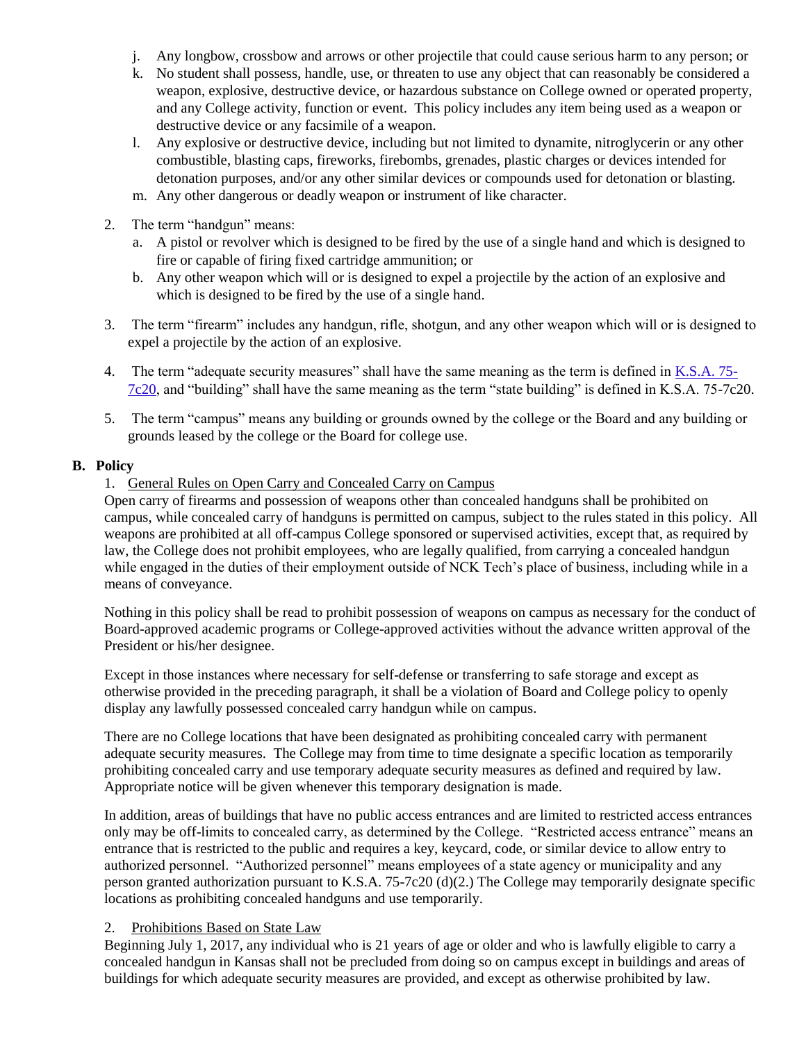j. Any longbow, crossbow and arrows or other projectile that could cause serious harm to any person; or
k. No student shall possess, handle, use, or threaten to use any object that can reasonably be considered a weapon, explosive, destructive device, or hazardous substance on College owned or operated property, and any College activity, function or event. This policy includes any item being used as a weapon or destructive device or any facsimile of a weapon.
l. Any explosive or destructive device, including but not limited to dynamite, nitroglycerin or any other combustible, blasting caps, fireworks, firebombs, grenades, plastic charges or devices intended for detonation purposes, and/or any other similar devices or compounds used for detonation or blasting.
m. Any other dangerous or deadly weapon or instrument of like character.

2. The term "handgun" means:
   a. A pistol or revolver which is designed to be fired by the use of a single hand and which is designed to fire or capable of firing fixed cartridge ammunition; or
   b. Any other weapon which will or is designed to expel a projectile by the action of an explosive and which is designed to be fired by the use of a single hand.

3. The term "firearm" includes any handgun, rifle, shotgun, and any other weapon which will or is designed to expel a projectile by the action of an explosive.

4. The term "adequate security measures" shall have the same meaning as the term is defined in K.S.A. 75-7c20, and "building" shall have the same meaning as the term "state building" is defined in K.S.A. 75-7c20.

5. The term "campus" means any building or grounds owned by the college or the Board and any building or grounds leased by the college or the Board for college use.

## B. Policy

1. General Rules on Open Carry and Concealed Carry on Campus

Open carry of firearms and possession of weapons other than concealed handguns shall be prohibited on campus, while concealed carry of handguns is permitted on campus, subject to the rules stated in this policy. All weapons are prohibited at all off-campus College sponsored or supervised activities, except that, as required by law, the College does not prohibit employees, who are legally qualified, from carrying a concealed handgun while engaged in the duties of their employment outside of NCK Tech's place of business, including while in a means of conveyance.

Nothing in this policy shall be read to prohibit possession of weapons on campus as necessary for the conduct of Board-approved academic programs or College-approved activities without the advance written approval of the President or his/her designee.

Except in those instances where necessary for self-defense or transferring to safe storage and except as otherwise provided in the preceding paragraph, it shall be a violation of Board and College policy to openly display any lawfully possessed concealed carry handgun while on campus.

There are no College locations that have been designated as prohibiting concealed carry with permanent adequate security measures. The College may from time to time designate a specific location as temporarily prohibiting concealed carry and use temporary adequate security measures as defined and required by law. Appropriate notice will be given whenever this temporary designation is made.

In addition, areas of buildings that have no public access entrances and are limited to restricted access entrances only may be off-limits to concealed carry, as determined by the College. "Restricted access entrance" means an entrance that is restricted to the public and requires a key, keycard, code, or similar device to allow entry to authorized personnel. "Authorized personnel" means employees of a state agency or municipality and any person granted authorization pursuant to K.S.A. 75-7c20 (d)(2.) The College may temporarily designate specific locations as prohibiting concealed handguns and use temporarily.

2. Prohibitions Based on State Law

Beginning July 1, 2017, any individual who is 21 years of age or older and who is lawfully eligible to carry a concealed handgun in Kansas shall not be precluded from doing so on campus except in buildings and areas of buildings for which adequate security measures are provided, and except as otherwise prohibited by law.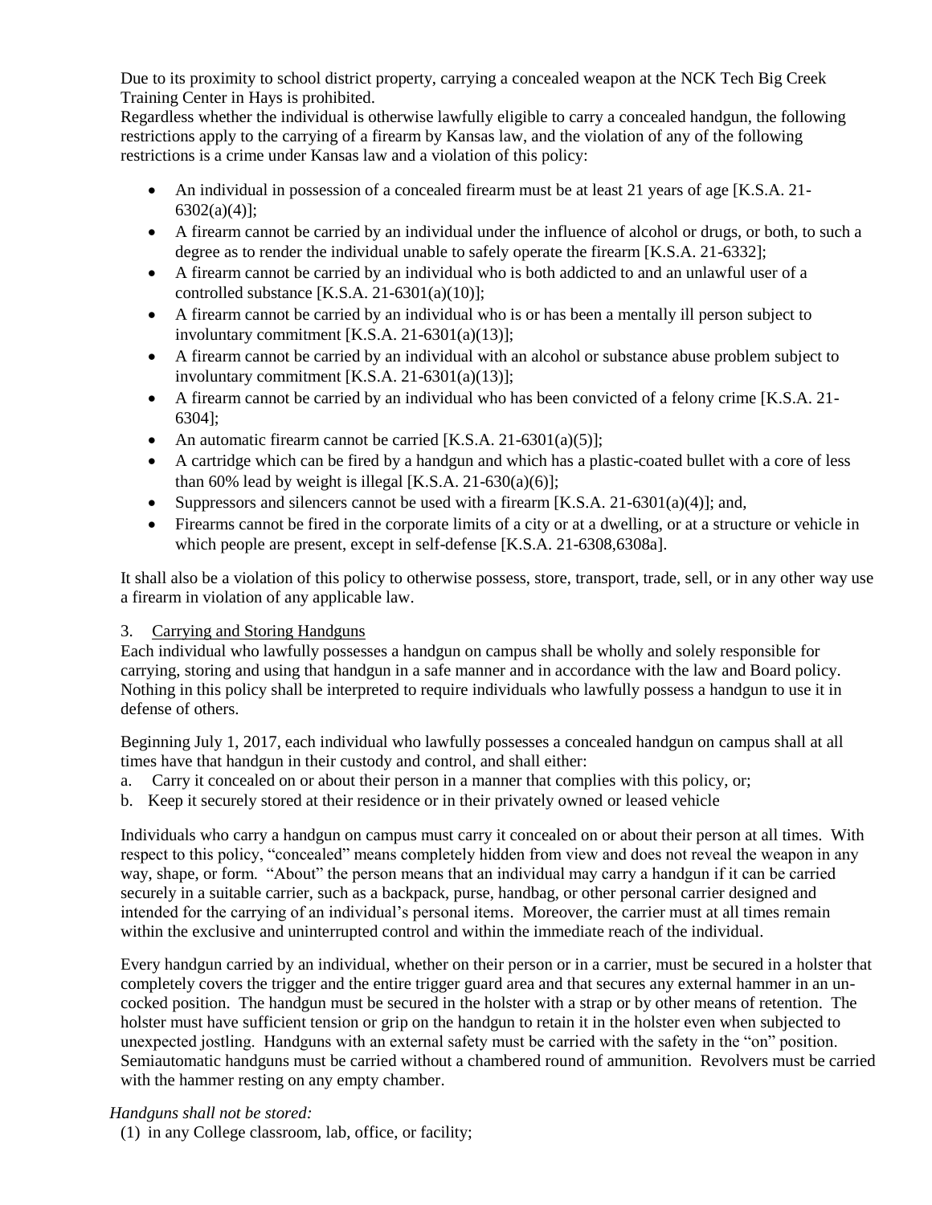Due to its proximity to school district property, carrying a concealed weapon at the NCK Tech Big Creek Training Center in Hays is prohibited.

Regardless whether the individual is otherwise lawfully eligible to carry a concealed handgun, the following restrictions apply to the carrying of a firearm by Kansas law, and the violation of any of the following restrictions is a crime under Kansas law and a violation of this policy:

- An individual in possession of a concealed firearm must be at least 21 years of age [K.S.A. 21-6302(a)(4)];
- A firearm cannot be carried by an individual under the influence of alcohol or drugs, or both, to such a degree as to render the individual unable to safely operate the firearm [K.S.A. 21-6332];
- A firearm cannot be carried by an individual who is both addicted to and an unlawful user of a controlled substance [K.S.A. 21-6301(a)(10)];
- A firearm cannot be carried by an individual who is or has been a mentally ill person subject to involuntary commitment [K.S.A. 21-6301(a)(13)];
- A firearm cannot be carried by an individual with an alcohol or substance abuse problem subject to involuntary commitment [K.S.A. 21-6301(a)(13)];
- A firearm cannot be carried by an individual who has been convicted of a felony crime [K.S.A. 21-6304];
- An automatic firearm cannot be carried [K.S.A. 21-6301(a)(5)];
- A cartridge which can be fired by a handgun and which has a plastic-coated bullet with a core of less than 60% lead by weight is illegal [K.S.A. 21-630(a)(6)];
- Suppressors and silencers cannot be used with a firearm [K.S.A. 21-6301(a)(4)]; and,
- Firearms cannot be fired in the corporate limits of a city or at a dwelling, or at a structure or vehicle in which people are present, except in self-defense [K.S.A. 21-6308,6308a].

It shall also be a violation of this policy to otherwise possess, store, transport, trade, sell, or in any other way use a firearm in violation of any applicable law.

3. Carrying and Storing Handguns

Each individual who lawfully possesses a handgun on campus shall be wholly and solely responsible for carrying, storing and using that handgun in a safe manner and in accordance with the law and Board policy. Nothing in this policy shall be interpreted to require individuals who lawfully possess a handgun to use it in defense of others.

Beginning July 1, 2017, each individual who lawfully possesses a concealed handgun on campus shall at all times have that handgun in their custody and control, and shall either:

a. Carry it concealed on or about their person in a manner that complies with this policy, or;
b. Keep it securely stored at their residence or in their privately owned or leased vehicle

Individuals who carry a handgun on campus must carry it concealed on or about their person at all times. With respect to this policy, "concealed" means completely hidden from view and does not reveal the weapon in any way, shape, or form. "About" the person means that an individual may carry a handgun if it can be carried securely in a suitable carrier, such as a backpack, purse, handbag, or other personal carrier designed and intended for the carrying of an individual's personal items. Moreover, the carrier must at all times remain within the exclusive and uninterrupted control and within the immediate reach of the individual.

Every handgun carried by an individual, whether on their person or in a carrier, must be secured in a holster that completely covers the trigger and the entire trigger guard area and that secures any external hammer in an un-cocked position. The handgun must be secured in the holster with a strap or by other means of retention. The holster must have sufficient tension or grip on the handgun to retain it in the holster even when subjected to unexpected jostling. Handguns with an external safety must be carried with the safety in the "on" position. Semiautomatic handguns must be carried without a chambered round of ammunition. Revolvers must be carried with the hammer resting on any empty chamber.

*Handguns shall not be stored:*

(1) in any College classroom, lab, office, or facility;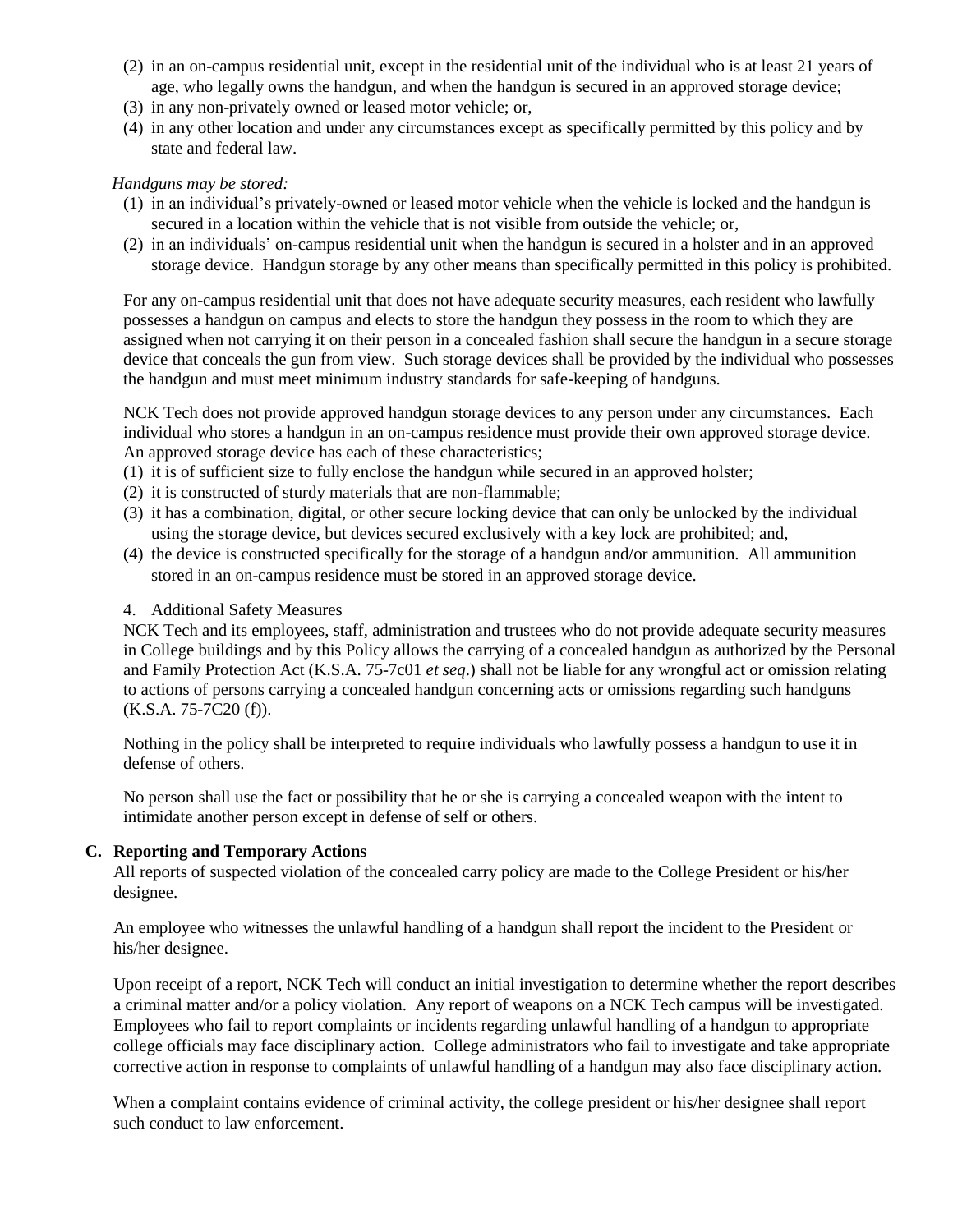(2) in an on-campus residential unit, except in the residential unit of the individual who is at least 21 years of age, who legally owns the handgun, and when the handgun is secured in an approved storage device;
(3) in any non-privately owned or leased motor vehicle; or,
(4) in any other location and under any circumstances except as specifically permitted by this policy and by state and federal law.

*Handguns may be stored:*

(1) in an individual's privately-owned or leased motor vehicle when the vehicle is locked and the handgun is secured in a location within the vehicle that is not visible from outside the vehicle; or,
(2) in an individuals' on-campus residential unit when the handgun is secured in a holster and in an approved storage device. Handgun storage by any other means than specifically permitted in this policy is prohibited.

For any on-campus residential unit that does not have adequate security measures, each resident who lawfully possesses a handgun on campus and elects to store the handgun they possess in the room to which they are assigned when not carrying it on their person in a concealed fashion shall secure the handgun in a secure storage device that conceals the gun from view. Such storage devices shall be provided by the individual who possesses the handgun and must meet minimum industry standards for safe-keeping of handguns.

NCK Tech does not provide approved handgun storage devices to any person under any circumstances. Each individual who stores a handgun in an on-campus residence must provide their own approved storage device. An approved storage device has each of these characteristics;

(1) it is of sufficient size to fully enclose the handgun while secured in an approved holster;
(2) it is constructed of sturdy materials that are non-flammable;
(3) it has a combination, digital, or other secure locking device that can only be unlocked by the individual using the storage device, but devices secured exclusively with a key lock are prohibited; and,
(4) the device is constructed specifically for the storage of a handgun and/or ammunition. All ammunition stored in an on-campus residence must be stored in an approved storage device.

4. Additional Safety Measures

NCK Tech and its employees, staff, administration and trustees who do not provide adequate security measures in College buildings and by this Policy allows the carrying of a concealed handgun as authorized by the Personal and Family Protection Act (K.S.A. 75-7c01 *et seq*.) shall not be liable for any wrongful act or omission relating to actions of persons carrying a concealed handgun concerning acts or omissions regarding such handguns (K.S.A. 75-7C20 (f)).

Nothing in the policy shall be interpreted to require individuals who lawfully possess a handgun to use it in defense of others.

No person shall use the fact or possibility that he or she is carrying a concealed weapon with the intent to intimidate another person except in defense of self or others.

**C. Reporting and Temporary Actions**

All reports of suspected violation of the concealed carry policy are made to the College President or his/her designee.

An employee who witnesses the unlawful handling of a handgun shall report the incident to the President or his/her designee.

Upon receipt of a report, NCK Tech will conduct an initial investigation to determine whether the report describes a criminal matter and/or a policy violation. Any report of weapons on a NCK Tech campus will be investigated. Employees who fail to report complaints or incidents regarding unlawful handling of a handgun to appropriate college officials may face disciplinary action. College administrators who fail to investigate and take appropriate corrective action in response to complaints of unlawful handling of a handgun may also face disciplinary action.

When a complaint contains evidence of criminal activity, the college president or his/her designee shall report such conduct to law enforcement.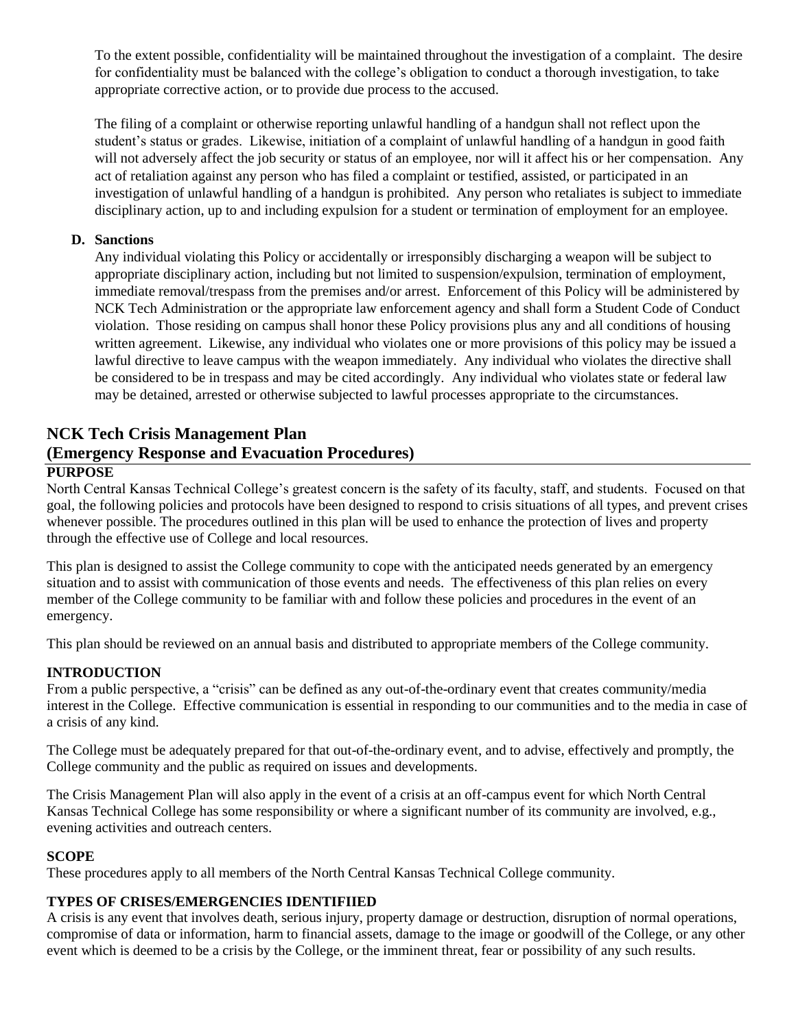To the extent possible, confidentiality will be maintained throughout the investigation of a complaint. The desire for confidentiality must be balanced with the college's obligation to conduct a thorough investigation, to take appropriate corrective action, or to provide due process to the accused.

The filing of a complaint or otherwise reporting unlawful handling of a handgun shall not reflect upon the student's status or grades. Likewise, initiation of a complaint of unlawful handling of a handgun in good faith will not adversely affect the job security or status of an employee, nor will it affect his or her compensation. Any act of retaliation against any person who has filed a complaint or testified, assisted, or participated in an investigation of unlawful handling of a handgun is prohibited. Any person who retaliates is subject to immediate disciplinary action, up to and including expulsion for a student or termination of employment for an employee.

**D. Sanctions**

Any individual violating this Policy or accidentally or irresponsibly discharging a weapon will be subject to appropriate disciplinary action, including but not limited to suspension/expulsion, termination of employment, immediate removal/trespass from the premises and/or arrest. Enforcement of this Policy will be administered by NCK Tech Administration or the appropriate law enforcement agency and shall form a Student Code of Conduct violation. Those residing on campus shall honor these Policy provisions plus any and all conditions of housing written agreement. Likewise, any individual who violates one or more provisions of this policy may be issued a lawful directive to leave campus with the weapon immediately. Any individual who violates the directive shall be considered to be in trespass and may be cited accordingly. Any individual who violates state or federal law may be detained, arrested or otherwise subjected to lawful processes appropriate to the circumstances.

## NCK Tech Crisis Management Plan (Emergency Response and Evacuation Procedures)

**PURPOSE**

North Central Kansas Technical College's greatest concern is the safety of its faculty, staff, and students. Focused on that goal, the following policies and protocols have been designed to respond to crisis situations of all types, and prevent crises whenever possible. The procedures outlined in this plan will be used to enhance the protection of lives and property through the effective use of College and local resources.

This plan is designed to assist the College community to cope with the anticipated needs generated by an emergency situation and to assist with communication of those events and needs. The effectiveness of this plan relies on every member of the College community to be familiar with and follow these policies and procedures in the event of an emergency.

This plan should be reviewed on an annual basis and distributed to appropriate members of the College community.

**INTRODUCTION**

From a public perspective, a "crisis" can be defined as any out-of-the-ordinary event that creates community/media interest in the College. Effective communication is essential in responding to our communities and to the media in case of a crisis of any kind.

The College must be adequately prepared for that out-of-the-ordinary event, and to advise, effectively and promptly, the College community and the public as required on issues and developments.

The Crisis Management Plan will also apply in the event of a crisis at an off-campus event for which North Central Kansas Technical College has some responsibility or where a significant number of its community are involved, e.g., evening activities and outreach centers.

**SCOPE**

These procedures apply to all members of the North Central Kansas Technical College community.

**TYPES OF CRISES/EMERGENCIES IDENTIFIIED**

A crisis is any event that involves death, serious injury, property damage or destruction, disruption of normal operations, compromise of data or information, harm to financial assets, damage to the image or goodwill of the College, or any other event which is deemed to be a crisis by the College, or the imminent threat, fear or possibility of any such results.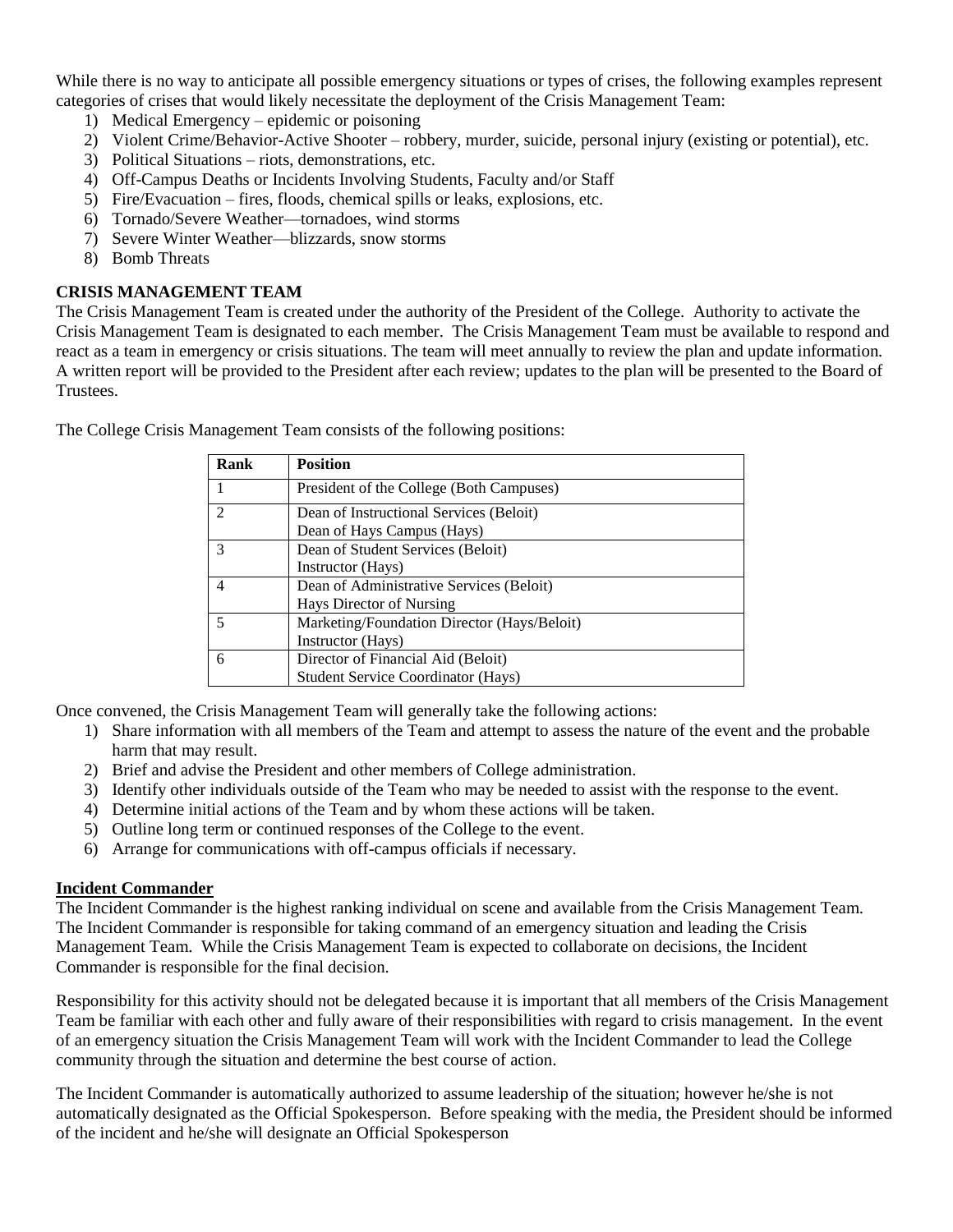While there is no way to anticipate all possible emergency situations or types of crises, the following examples represent categories of crises that would likely necessitate the deployment of the Crisis Management Team:

1) Medical Emergency – epidemic or poisoning
2) Violent Crime/Behavior-Active Shooter – robbery, murder, suicide, personal injury (existing or potential), etc.
3) Political Situations – riots, demonstrations, etc.
4) Off-Campus Deaths or Incidents Involving Students, Faculty and/or Staff
5) Fire/Evacuation – fires, floods, chemical spills or leaks, explosions, etc.
6) Tornado/Severe Weather—tornadoes, wind storms
7) Severe Winter Weather—blizzards, snow storms
8) Bomb Threats

**CRISIS MANAGEMENT TEAM**

The Crisis Management Team is created under the authority of the President of the College. Authority to activate the Crisis Management Team is designated to each member. The Crisis Management Team must be available to respond and react as a team in emergency or crisis situations. The team will meet annually to review the plan and update information. A written report will be provided to the President after each review; updates to the plan will be presented to the Board of Trustees.

The College Crisis Management Team consists of the following positions:

| Rank | Position |
|---|---|
| 1 | President of the College (Both Campuses) |
| 2 | Dean of Instructional Services (Beloit)<br>Dean of Hays Campus (Hays) |
| 3 | Dean of Student Services (Beloit)<br>Instructor (Hays) |
| 4 | Dean of Administrative Services (Beloit)<br>Hays Director of Nursing |
| 5 | Marketing/Foundation Director (Hays/Beloit)<br>Instructor (Hays) |
| 6 | Director of Financial Aid (Beloit)<br>Student Service Coordinator (Hays) |

Once convened, the Crisis Management Team will generally take the following actions:

1) Share information with all members of the Team and attempt to assess the nature of the event and the probable harm that may result.
2) Brief and advise the President and other members of College administration.
3) Identify other individuals outside of the Team who may be needed to assist with the response to the event.
4) Determine initial actions of the Team and by whom these actions will be taken.
5) Outline long term or continued responses of the College to the event.
6) Arrange for communications with off-campus officials if necessary.

**<u>Incident Commander</u>**

The Incident Commander is the highest ranking individual on scene and available from the Crisis Management Team. The Incident Commander is responsible for taking command of an emergency situation and leading the Crisis Management Team. While the Crisis Management Team is expected to collaborate on decisions, the Incident Commander is responsible for the final decision.

Responsibility for this activity should not be delegated because it is important that all members of the Crisis Management Team be familiar with each other and fully aware of their responsibilities with regard to crisis management. In the event of an emergency situation the Crisis Management Team will work with the Incident Commander to lead the College community through the situation and determine the best course of action.

The Incident Commander is automatically authorized to assume leadership of the situation; however he/she is not automatically designated as the Official Spokesperson. Before speaking with the media, the President should be informed of the incident and he/she will designate an Official Spokesperson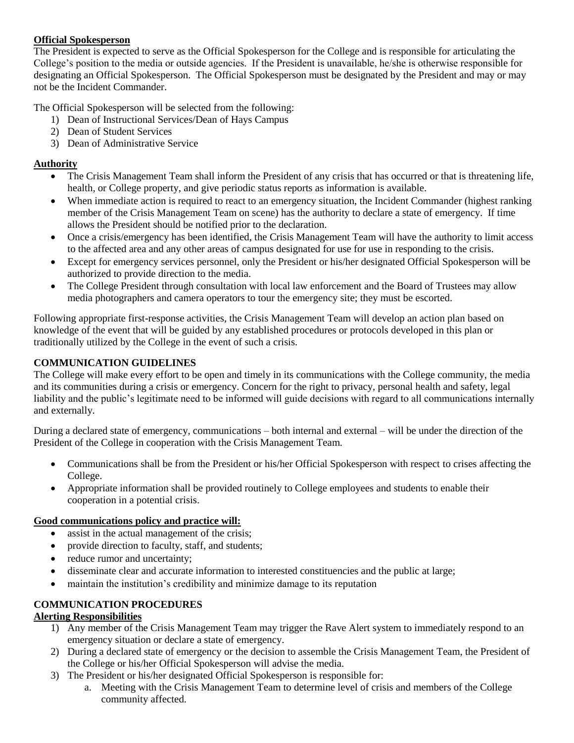**Official Spokesperson**

The President is expected to serve as the Official Spokesperson for the College and is responsible for articulating the College's position to the media or outside agencies. If the President is unavailable, he/she is otherwise responsible for designating an Official Spokesperson. The Official Spokesperson must be designated by the President and may or may not be the Incident Commander.

The Official Spokesperson will be selected from the following:

1) Dean of Instructional Services/Dean of Hays Campus
2) Dean of Student Services
3) Dean of Administrative Service

**Authority**

- The Crisis Management Team shall inform the President of any crisis that has occurred or that is threatening life, health, or College property, and give periodic status reports as information is available.
- When immediate action is required to react to an emergency situation, the Incident Commander (highest ranking member of the Crisis Management Team on scene) has the authority to declare a state of emergency. If time allows the President should be notified prior to the declaration.
- Once a crisis/emergency has been identified, the Crisis Management Team will have the authority to limit access to the affected area and any other areas of campus designated for use for use in responding to the crisis.
- Except for emergency services personnel, only the President or his/her designated Official Spokesperson will be authorized to provide direction to the media.
- The College President through consultation with local law enforcement and the Board of Trustees may allow media photographers and camera operators to tour the emergency site; they must be escorted.

Following appropriate first-response activities, the Crisis Management Team will develop an action plan based on knowledge of the event that will be guided by any established procedures or protocols developed in this plan or traditionally utilized by the College in the event of such a crisis.

**COMMUNICATION GUIDELINES**

The College will make every effort to be open and timely in its communications with the College community, the media and its communities during a crisis or emergency. Concern for the right to privacy, personal health and safety, legal liability and the public's legitimate need to be informed will guide decisions with regard to all communications internally and externally.

During a declared state of emergency, communications – both internal and external – will be under the direction of the President of the College in cooperation with the Crisis Management Team.

- Communications shall be from the President or his/her Official Spokesperson with respect to crises affecting the College.
- Appropriate information shall be provided routinely to College employees and students to enable their cooperation in a potential crisis.

**Good communications policy and practice will:**

- assist in the actual management of the crisis;
- provide direction to faculty, staff, and students;
- reduce rumor and uncertainty;
- disseminate clear and accurate information to interested constituencies and the public at large;
- maintain the institution's credibility and minimize damage to its reputation

**COMMUNICATION PROCEDURES**

**Alerting Responsibilities**

1) Any member of the Crisis Management Team may trigger the Rave Alert system to immediately respond to an emergency situation or declare a state of emergency.
2) During a declared state of emergency or the decision to assemble the Crisis Management Team, the President of the College or his/her Official Spokesperson will advise the media.
3) The President or his/her designated Official Spokesperson is responsible for:
    a. Meeting with the Crisis Management Team to determine level of crisis and members of the College community affected.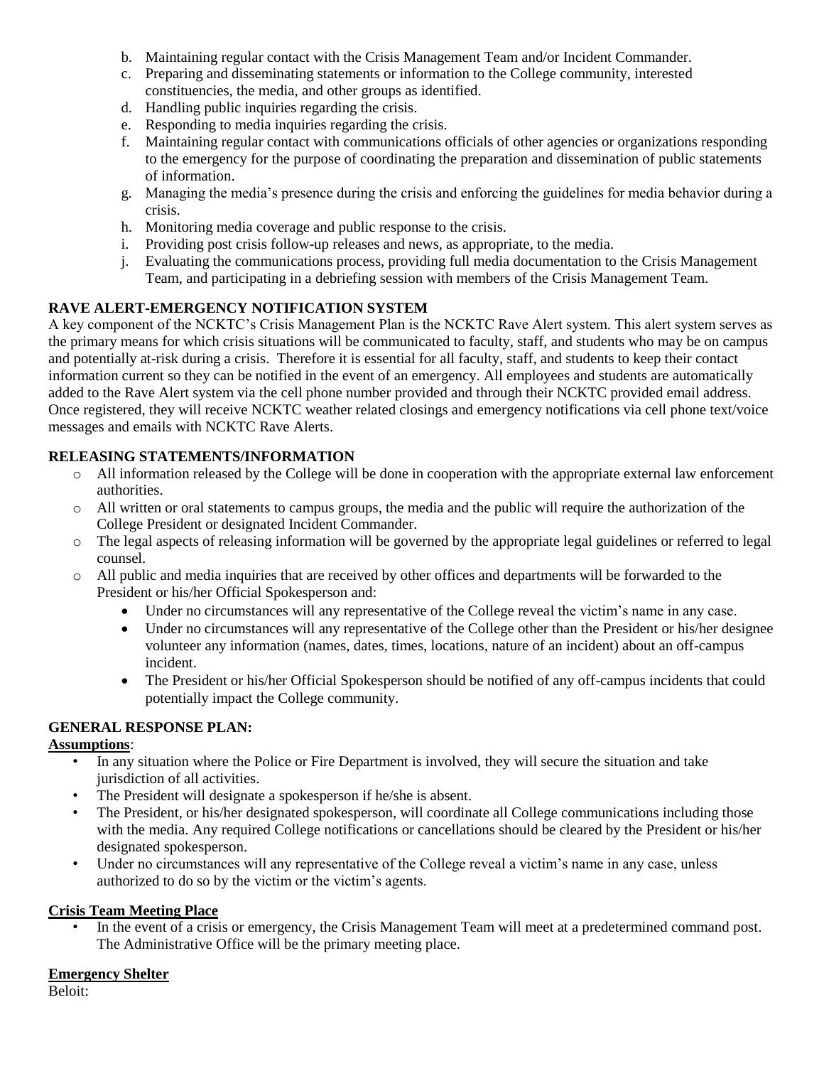b. Maintaining regular contact with the Crisis Management Team and/or Incident Commander.
c. Preparing and disseminating statements or information to the College community, interested constituencies, the media, and other groups as identified.
d. Handling public inquiries regarding the crisis.
e. Responding to media inquiries regarding the crisis.
f. Maintaining regular contact with communications officials of other agencies or organizations responding to the emergency for the purpose of coordinating the preparation and dissemination of public statements of information.
g. Managing the media's presence during the crisis and enforcing the guidelines for media behavior during a crisis.
h. Monitoring media coverage and public response to the crisis.
i. Providing post crisis follow-up releases and news, as appropriate, to the media.
j. Evaluating the communications process, providing full media documentation to the Crisis Management Team, and participating in a debriefing session with members of the Crisis Management Team.

**RAVE ALERT-EMERGENCY NOTIFICATION SYSTEM**

A key component of the NCKTC's Crisis Management Plan is the NCKTC Rave Alert system. This alert system serves as the primary means for which crisis situations will be communicated to faculty, staff, and students who may be on campus and potentially at-risk during a crisis. Therefore it is essential for all faculty, staff, and students to keep their contact information current so they can be notified in the event of an emergency. All employees and students are automatically added to the Rave Alert system via the cell phone number provided and through their NCKTC provided email address. Once registered, they will receive NCKTC weather related closings and emergency notifications via cell phone text/voice messages and emails with NCKTC Rave Alerts.

**RELEASING STATEMENTS/INFORMATION**

- All information released by the College will be done in cooperation with the appropriate external law enforcement authorities.
- All written or oral statements to campus groups, the media and the public will require the authorization of the College President or designated Incident Commander.
- The legal aspects of releasing information will be governed by the appropriate legal guidelines or referred to legal counsel.
- All public and media inquiries that are received by other offices and departments will be forwarded to the President or his/her Official Spokesperson and:
  - Under no circumstances will any representative of the College reveal the victim's name in any case.
  - Under no circumstances will any representative of the College other than the President or his/her designee volunteer any information (names, dates, times, locations, nature of an incident) about an off-campus incident.
  - The President or his/her Official Spokesperson should be notified of any off-campus incidents that could potentially impact the College community.

**GENERAL RESPONSE PLAN:**

**Assumptions**:

- In any situation where the Police or Fire Department is involved, they will secure the situation and take jurisdiction of all activities.
- The President will designate a spokesperson if he/she is absent.
- The President, or his/her designated spokesperson, will coordinate all College communications including those with the media. Any required College notifications or cancellations should be cleared by the President or his/her designated spokesperson.
- Under no circumstances will any representative of the College reveal a victim's name in any case, unless authorized to do so by the victim or the victim's agents.

**Crisis Team Meeting Place**

- In the event of a crisis or emergency, the Crisis Management Team will meet at a predetermined command post. The Administrative Office will be the primary meeting place.

**Emergency Shelter**

Beloit: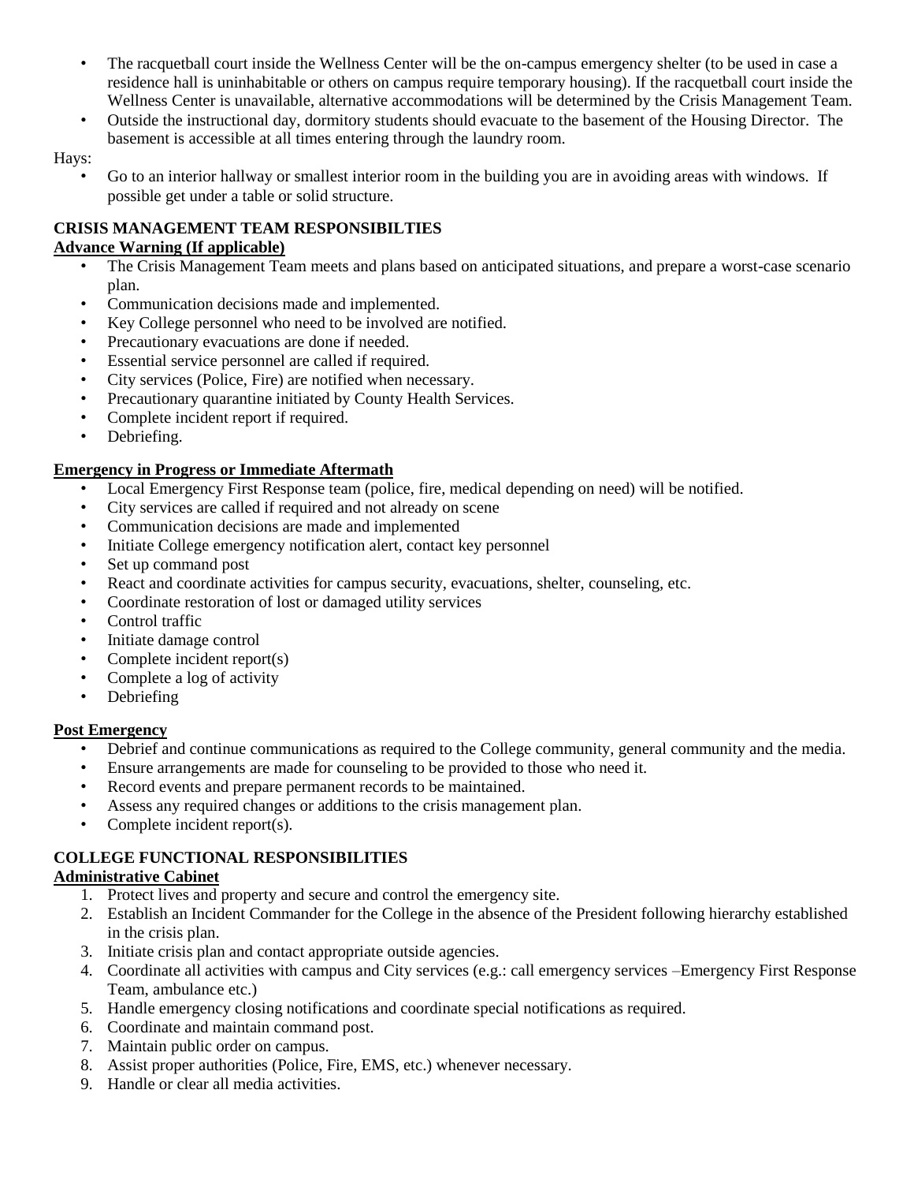- The racquetball court inside the Wellness Center will be the on-campus emergency shelter (to be used in case a residence hall is uninhabitable or others on campus require temporary housing). If the racquetball court inside the Wellness Center is unavailable, alternative accommodations will be determined by the Crisis Management Team.
- Outside the instructional day, dormitory students should evacuate to the basement of the Housing Director. The basement is accessible at all times entering through the laundry room.

Hays:

- Go to an interior hallway or smallest interior room in the building you are in avoiding areas with windows. If possible get under a table or solid structure.

**CRISIS MANAGEMENT TEAM RESPONSIBILTIES**

**Advance Warning (If applicable)**

- The Crisis Management Team meets and plans based on anticipated situations, and prepare a worst-case scenario plan.
- Communication decisions made and implemented.
- Key College personnel who need to be involved are notified.
- Precautionary evacuations are done if needed.
- Essential service personnel are called if required.
- City services (Police, Fire) are notified when necessary.
- Precautionary quarantine initiated by County Health Services.
- Complete incident report if required.
- Debriefing.

**Emergency in Progress or Immediate Aftermath**

- Local Emergency First Response team (police, fire, medical depending on need) will be notified.
- City services are called if required and not already on scene
- Communication decisions are made and implemented
- Initiate College emergency notification alert, contact key personnel
- Set up command post
- React and coordinate activities for campus security, evacuations, shelter, counseling, etc.
- Coordinate restoration of lost or damaged utility services
- Control traffic
- Initiate damage control
- Complete incident report(s)
- Complete a log of activity
- Debriefing

**Post Emergency**

- Debrief and continue communications as required to the College community, general community and the media.
- Ensure arrangements are made for counseling to be provided to those who need it.
- Record events and prepare permanent records to be maintained.
- Assess any required changes or additions to the crisis management plan.
- Complete incident report(s).

**COLLEGE FUNCTIONAL RESPONSIBILITIES**

**Administrative Cabinet**

1. Protect lives and property and secure and control the emergency site.
2. Establish an Incident Commander for the College in the absence of the President following hierarchy established in the crisis plan.
3. Initiate crisis plan and contact appropriate outside agencies.
4. Coordinate all activities with campus and City services (e.g.: call emergency services –Emergency First Response Team, ambulance etc.)
5. Handle emergency closing notifications and coordinate special notifications as required.
6. Coordinate and maintain command post.
7. Maintain public order on campus.
8. Assist proper authorities (Police, Fire, EMS, etc.) whenever necessary.
9. Handle or clear all media activities.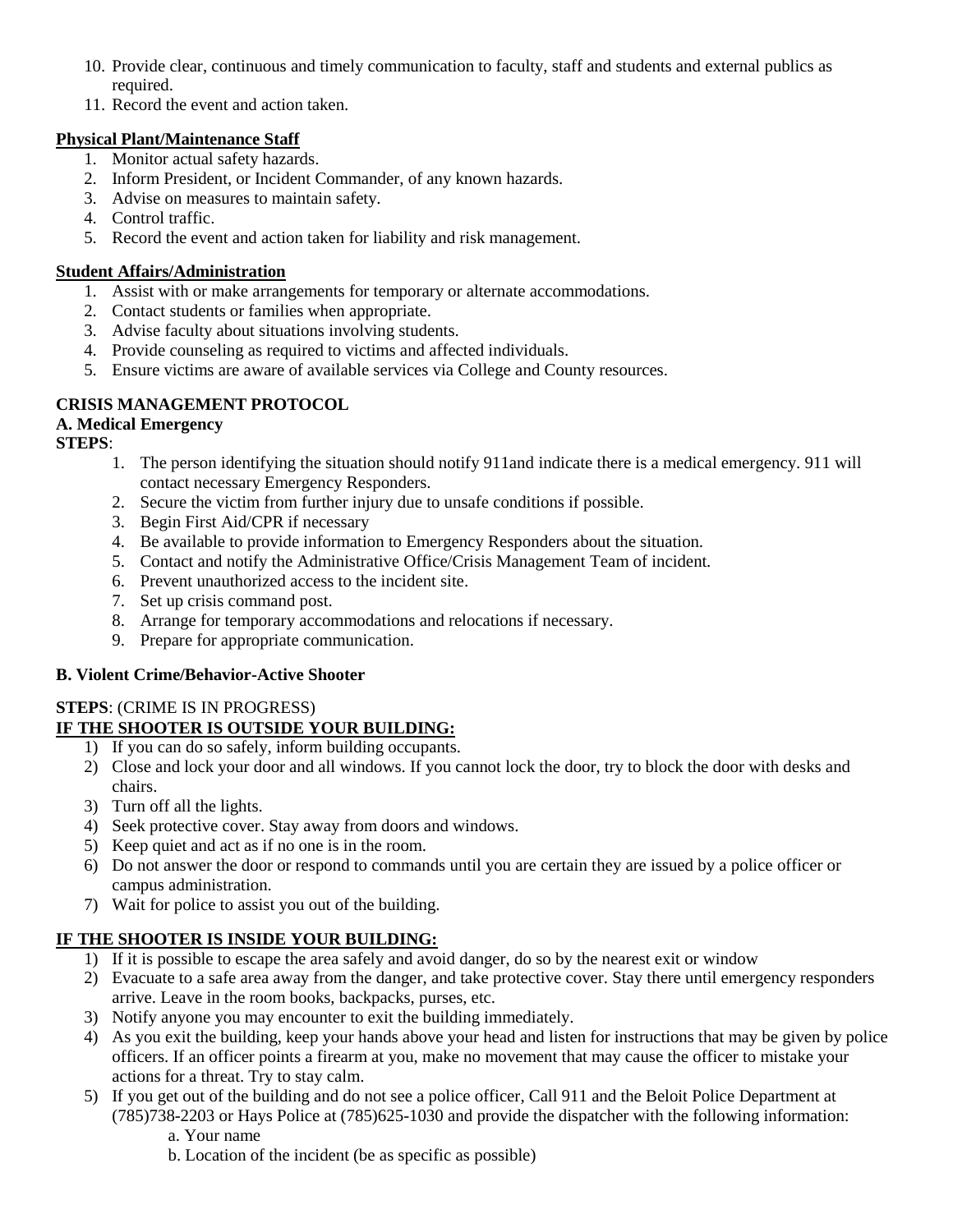10. Provide clear, continuous and timely communication to faculty, staff and students and external publics as required.
11. Record the event and action taken.

**Physical Plant/Maintenance Staff**

1. Monitor actual safety hazards.
2. Inform President, or Incident Commander, of any known hazards.
3. Advise on measures to maintain safety.
4. Control traffic.
5. Record the event and action taken for liability and risk management.

**Student Affairs/Administration**

1. Assist with or make arrangements for temporary or alternate accommodations.
2. Contact students or families when appropriate.
3. Advise faculty about situations involving students.
4. Provide counseling as required to victims and affected individuals.
5. Ensure victims are aware of available services via College and County resources.

**CRISIS MANAGEMENT PROTOCOL**

**A. Medical Emergency**

**STEPS**:

1. The person identifying the situation should notify 911and indicate there is a medical emergency. 911 will contact necessary Emergency Responders.
2. Secure the victim from further injury due to unsafe conditions if possible.
3. Begin First Aid/CPR if necessary
4. Be available to provide information to Emergency Responders about the situation.
5. Contact and notify the Administrative Office/Crisis Management Team of incident.
6. Prevent unauthorized access to the incident site.
7. Set up crisis command post.
8. Arrange for temporary accommodations and relocations if necessary.
9. Prepare for appropriate communication.

**B. Violent Crime/Behavior-Active Shooter**

**STEPS**: (CRIME IS IN PROGRESS)

**IF THE SHOOTER IS OUTSIDE YOUR BUILDING:**

1) If you can do so safely, inform building occupants.
2) Close and lock your door and all windows. If you cannot lock the door, try to block the door with desks and chairs.
3) Turn off all the lights.
4) Seek protective cover. Stay away from doors and windows.
5) Keep quiet and act as if no one is in the room.
6) Do not answer the door or respond to commands until you are certain they are issued by a police officer or campus administration.
7) Wait for police to assist you out of the building.

**IF THE SHOOTER IS INSIDE YOUR BUILDING:**

1) If it is possible to escape the area safely and avoid danger, do so by the nearest exit or window
2) Evacuate to a safe area away from the danger, and take protective cover. Stay there until emergency responders arrive. Leave in the room books, backpacks, purses, etc.
3) Notify anyone you may encounter to exit the building immediately.
4) As you exit the building, keep your hands above your head and listen for instructions that may be given by police officers. If an officer points a firearm at you, make no movement that may cause the officer to mistake your actions for a threat. Try to stay calm.
5) If you get out of the building and do not see a police officer, Call 911 and the Beloit Police Department at (785)738-2203 or Hays Police at (785)625-1030 and provide the dispatcher with the following information:
    a. Your name
    b. Location of the incident (be as specific as possible)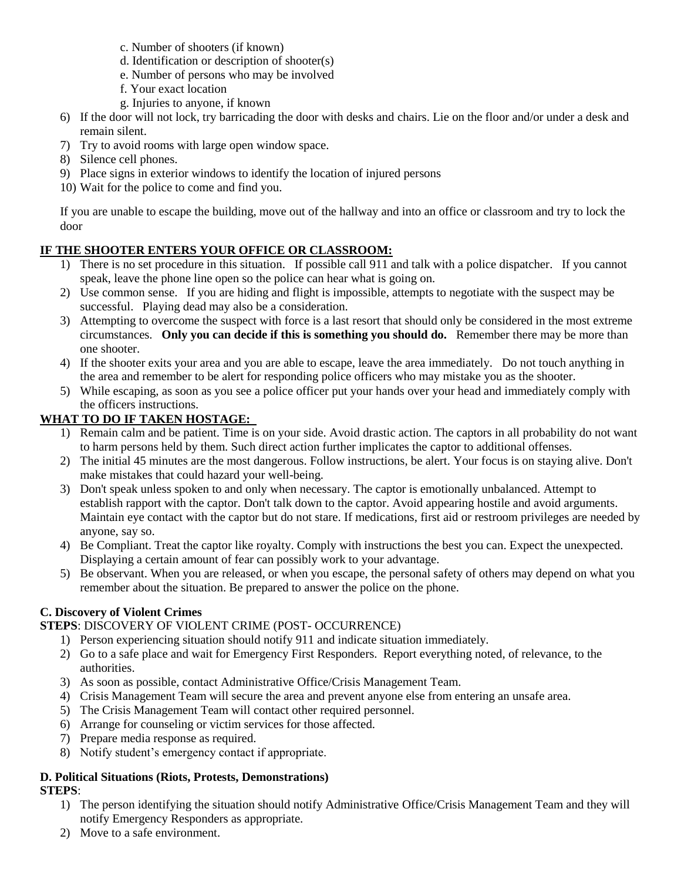c. Number of shooters (if known)
d. Identification or description of shooter(s)
e. Number of persons who may be involved
f. Your exact location
g. Injuries to anyone, if known

6) If the door will not lock, try barricading the door with desks and chairs. Lie on the floor and/or under a desk and remain silent.
7) Try to avoid rooms with large open window space.
8) Silence cell phones.
9) Place signs in exterior windows to identify the location of injured persons
10) Wait for the police to come and find you.

If you are unable to escape the building, move out of the hallway and into an office or classroom and try to lock the door

**IF THE SHOOTER ENTERS YOUR OFFICE OR CLASSROOM:**

1) There is no set procedure in this situation. If possible call 911 and talk with a police dispatcher. If you cannot speak, leave the phone line open so the police can hear what is going on.
2) Use common sense. If you are hiding and flight is impossible, attempts to negotiate with the suspect may be successful. Playing dead may also be a consideration.
3) Attempting to overcome the suspect with force is a last resort that should only be considered in the most extreme circumstances. **Only you can decide if this is something you should do.** Remember there may be more than one shooter.
4) If the shooter exits your area and you are able to escape, leave the area immediately. Do not touch anything in the area and remember to be alert for responding police officers who may mistake you as the shooter.
5) While escaping, as soon as you see a police officer put your hands over your head and immediately comply with the officers instructions.

**WHAT TO DO IF TAKEN HOSTAGE:**

1) Remain calm and be patient. Time is on your side. Avoid drastic action. The captors in all probability do not want to harm persons held by them. Such direct action further implicates the captor to additional offenses.
2) The initial 45 minutes are the most dangerous. Follow instructions, be alert. Your focus is on staying alive. Don't make mistakes that could hazard your well-being.
3) Don't speak unless spoken to and only when necessary. The captor is emotionally unbalanced. Attempt to establish rapport with the captor. Don't talk down to the captor. Avoid appearing hostile and avoid arguments. Maintain eye contact with the captor but do not stare. If medications, first aid or restroom privileges are needed by anyone, say so.
4) Be Compliant. Treat the captor like royalty. Comply with instructions the best you can. Expect the unexpected. Displaying a certain amount of fear can possibly work to your advantage.
5) Be observant. When you are released, or when you escape, the personal safety of others may depend on what you remember about the situation. Be prepared to answer the police on the phone.

**C. Discovery of Violent Crimes**

**STEPS**: DISCOVERY OF VIOLENT CRIME (POST- OCCURRENCE)

1) Person experiencing situation should notify 911 and indicate situation immediately.
2) Go to a safe place and wait for Emergency First Responders. Report everything noted, of relevance, to the authorities.
3) As soon as possible, contact Administrative Office/Crisis Management Team.
4) Crisis Management Team will secure the area and prevent anyone else from entering an unsafe area.
5) The Crisis Management Team will contact other required personnel.
6) Arrange for counseling or victim services for those affected.
7) Prepare media response as required.
8) Notify student's emergency contact if appropriate.

**D. Political Situations (Riots, Protests, Demonstrations)**

**STEPS**:

1) The person identifying the situation should notify Administrative Office/Crisis Management Team and they will notify Emergency Responders as appropriate.
2) Move to a safe environment.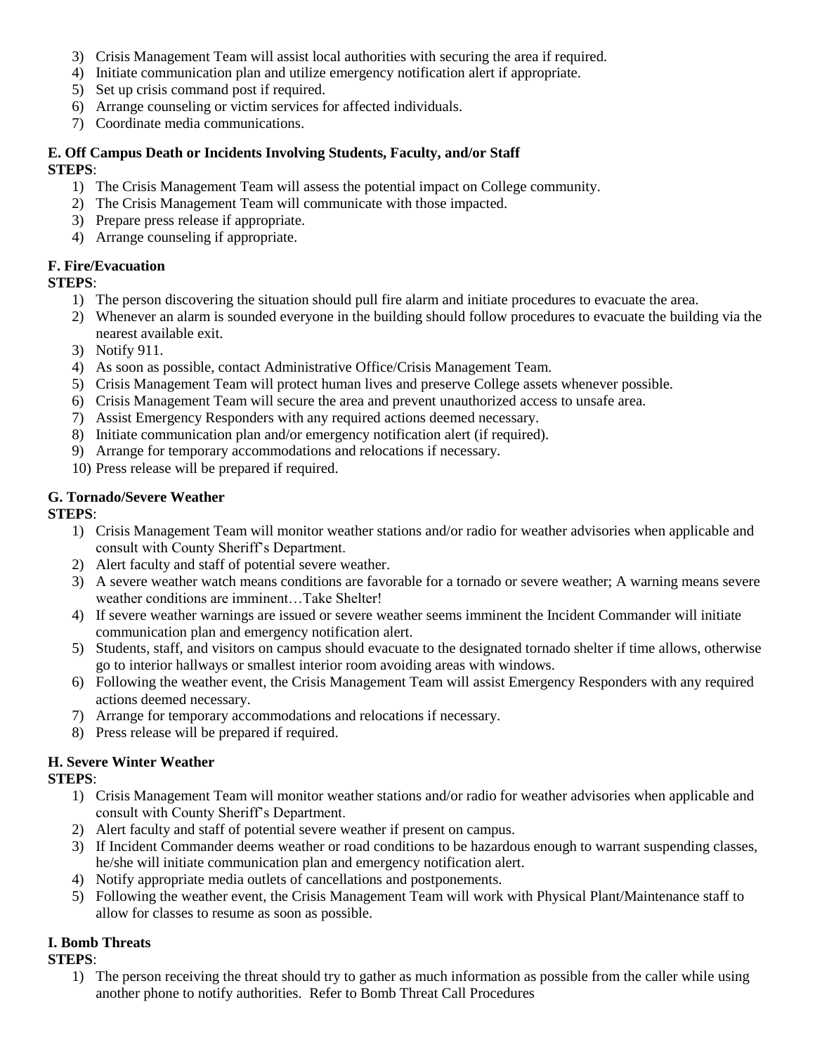3) Crisis Management Team will assist local authorities with securing the area if required.
4) Initiate communication plan and utilize emergency notification alert if appropriate.
5) Set up crisis command post if required.
6) Arrange counseling or victim services for affected individuals.
7) Coordinate media communications.

**E. Off Campus Death or Incidents Involving Students, Faculty, and/or Staff**

**STEPS**:

1) The Crisis Management Team will assess the potential impact on College community.
2) The Crisis Management Team will communicate with those impacted.
3) Prepare press release if appropriate.
4) Arrange counseling if appropriate.

**F. Fire/Evacuation**

**STEPS**:

1) The person discovering the situation should pull fire alarm and initiate procedures to evacuate the area.
2) Whenever an alarm is sounded everyone in the building should follow procedures to evacuate the building via the nearest available exit.
3) Notify 911.
4) As soon as possible, contact Administrative Office/Crisis Management Team.
5) Crisis Management Team will protect human lives and preserve College assets whenever possible.
6) Crisis Management Team will secure the area and prevent unauthorized access to unsafe area.
7) Assist Emergency Responders with any required actions deemed necessary.
8) Initiate communication plan and/or emergency notification alert (if required).
9) Arrange for temporary accommodations and relocations if necessary.
10) Press release will be prepared if required.

**G. Tornado/Severe Weather**

**STEPS**:

1) Crisis Management Team will monitor weather stations and/or radio for weather advisories when applicable and consult with County Sheriff's Department.
2) Alert faculty and staff of potential severe weather.
3) A severe weather watch means conditions are favorable for a tornado or severe weather; A warning means severe weather conditions are imminent…Take Shelter!
4) If severe weather warnings are issued or severe weather seems imminent the Incident Commander will initiate communication plan and emergency notification alert.
5) Students, staff, and visitors on campus should evacuate to the designated tornado shelter if time allows, otherwise go to interior hallways or smallest interior room avoiding areas with windows.
6) Following the weather event, the Crisis Management Team will assist Emergency Responders with any required actions deemed necessary.
7) Arrange for temporary accommodations and relocations if necessary.
8) Press release will be prepared if required.

**H. Severe Winter Weather**

**STEPS**:

1) Crisis Management Team will monitor weather stations and/or radio for weather advisories when applicable and consult with County Sheriff's Department.
2) Alert faculty and staff of potential severe weather if present on campus.
3) If Incident Commander deems weather or road conditions to be hazardous enough to warrant suspending classes, he/she will initiate communication plan and emergency notification alert.
4) Notify appropriate media outlets of cancellations and postponements.
5) Following the weather event, the Crisis Management Team will work with Physical Plant/Maintenance staff to allow for classes to resume as soon as possible.

**I. Bomb Threats**

**STEPS**:

1) The person receiving the threat should try to gather as much information as possible from the caller while using another phone to notify authorities. Refer to Bomb Threat Call Procedures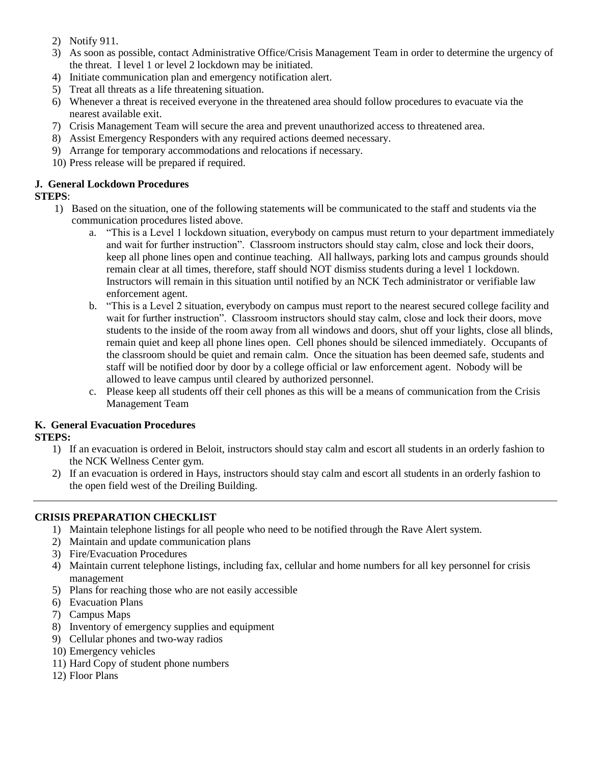2) Notify 911.
3) As soon as possible, contact Administrative Office/Crisis Management Team in order to determine the urgency of the threat. I level 1 or level 2 lockdown may be initiated.
4) Initiate communication plan and emergency notification alert.
5) Treat all threats as a life threatening situation.
6) Whenever a threat is received everyone in the threatened area should follow procedures to evacuate via the nearest available exit.
7) Crisis Management Team will secure the area and prevent unauthorized access to threatened area.
8) Assist Emergency Responders with any required actions deemed necessary.
9) Arrange for temporary accommodations and relocations if necessary.
10) Press release will be prepared if required.

**J. General Lockdown Procedures**

**STEPS**:

1) Based on the situation, one of the following statements will be communicated to the staff and students via the communication procedures listed above.
    a. "This is a Level 1 lockdown situation, everybody on campus must return to your department immediately and wait for further instruction". Classroom instructors should stay calm, close and lock their doors, keep all phone lines open and continue teaching. All hallways, parking lots and campus grounds should remain clear at all times, therefore, staff should NOT dismiss students during a level 1 lockdown. Instructors will remain in this situation until notified by an NCK Tech administrator or verifiable law enforcement agent.
    b. "This is a Level 2 situation, everybody on campus must report to the nearest secured college facility and wait for further instruction". Classroom instructors should stay calm, close and lock their doors, move students to the inside of the room away from all windows and doors, shut off your lights, close all blinds, remain quiet and keep all phone lines open. Cell phones should be silenced immediately. Occupants of the classroom should be quiet and remain calm. Once the situation has been deemed safe, students and staff will be notified door by door by a college official or law enforcement agent. Nobody will be allowed to leave campus until cleared by authorized personnel.
    c. Please keep all students off their cell phones as this will be a means of communication from the Crisis Management Team

**K. General Evacuation Procedures**

**STEPS:**

1) If an evacuation is ordered in Beloit, instructors should stay calm and escort all students in an orderly fashion to the NCK Wellness Center gym.
2) If an evacuation is ordered in Hays, instructors should stay calm and escort all students in an orderly fashion to the open field west of the Dreiling Building.

---

**CRISIS PREPARATION CHECKLIST**

1) Maintain telephone listings for all people who need to be notified through the Rave Alert system.
2) Maintain and update communication plans
3) Fire/Evacuation Procedures
4) Maintain current telephone listings, including fax, cellular and home numbers for all key personnel for crisis management
5) Plans for reaching those who are not easily accessible
6) Evacuation Plans
7) Campus Maps
8) Inventory of emergency supplies and equipment
9) Cellular phones and two-way radios
10) Emergency vehicles
11) Hard Copy of student phone numbers
12) Floor Plans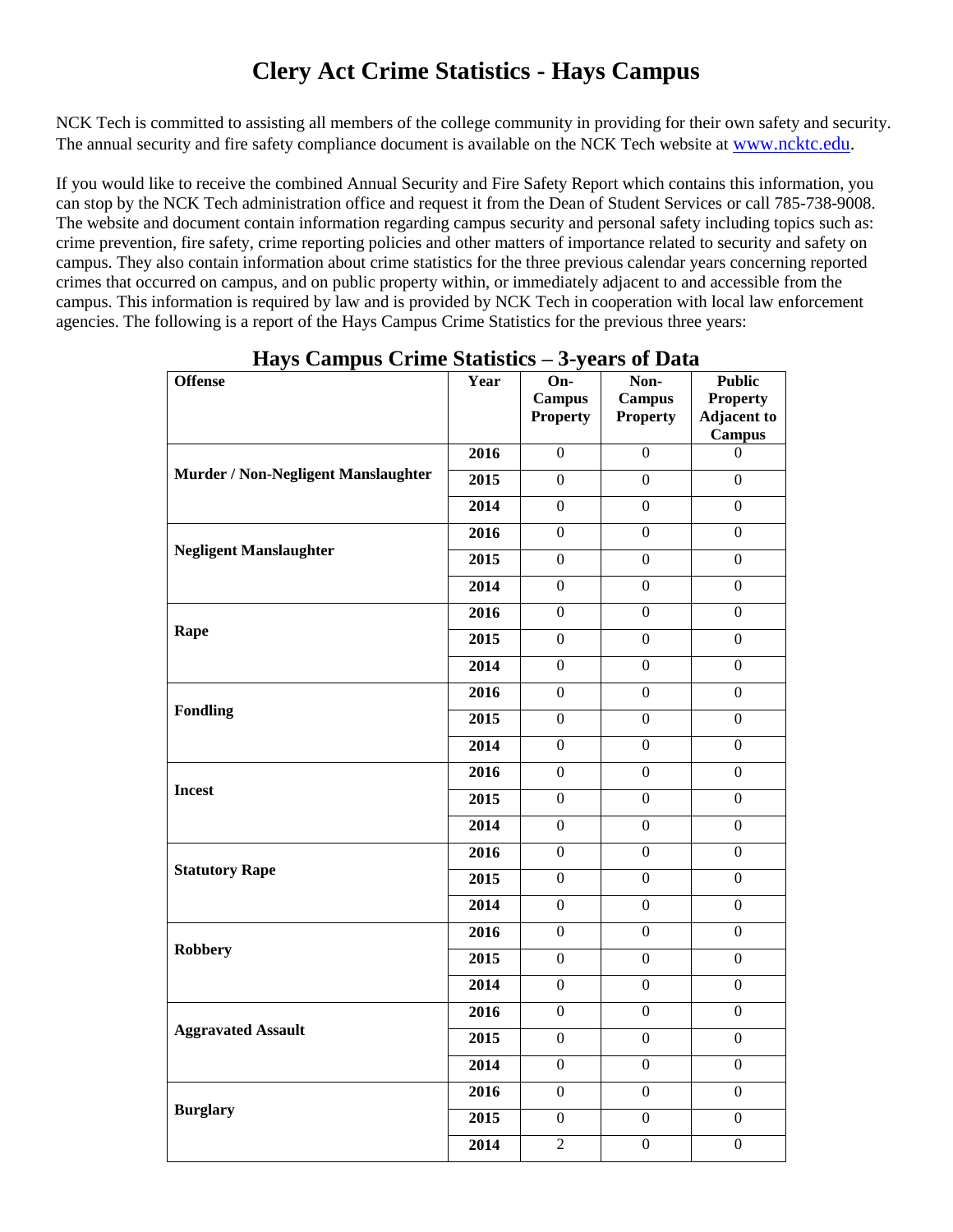# Clery Act Crime Statistics - Hays Campus

NCK Tech is committed to assisting all members of the college community in providing for their own safety and security. The annual security and fire safety compliance document is available on the NCK Tech website at www.ncktc.edu.

If you would like to receive the combined Annual Security and Fire Safety Report which contains this information, you can stop by the NCK Tech administration office and request it from the Dean of Student Services or call 785-738-9008. The website and document contain information regarding campus security and personal safety including topics such as: crime prevention, fire safety, crime reporting policies and other matters of importance related to security and safety on campus. They also contain information about crime statistics for the three previous calendar years concerning reported crimes that occurred on campus, and on public property within, or immediately adjacent to and accessible from the campus. This information is required by law and is provided by NCK Tech in cooperation with local law enforcement agencies. The following is a report of the Hays Campus Crime Statistics for the previous three years:

## Hays Campus Crime Statistics – 3-years of Data

| Offense | Year | On-Campus Property | Non-Campus Property | Public Property Adjacent to Campus |
|---|---|---|---|---|
| Murder / Non-Negligent Manslaughter | 2016 | 0 | 0 | 0 |
| | 2015 | 0 | 0 | 0 |
| | 2014 | 0 | 0 | 0 |
| Negligent Manslaughter | 2016 | 0 | 0 | 0 |
| | 2015 | 0 | 0 | 0 |
| | 2014 | 0 | 0 | 0 |
| Rape | 2016 | 0 | 0 | 0 |
| | 2015 | 0 | 0 | 0 |
| | 2014 | 0 | 0 | 0 |
| Fondling | 2016 | 0 | 0 | 0 |
| | 2015 | 0 | 0 | 0 |
| | 2014 | 0 | 0 | 0 |
| Incest | 2016 | 0 | 0 | 0 |
| | 2015 | 0 | 0 | 0 |
| | 2014 | 0 | 0 | 0 |
| Statutory Rape | 2016 | 0 | 0 | 0 |
| | 2015 | 0 | 0 | 0 |
| | 2014 | 0 | 0 | 0 |
| Robbery | 2016 | 0 | 0 | 0 |
| | 2015 | 0 | 0 | 0 |
| | 2014 | 0 | 0 | 0 |
| Aggravated Assault | 2016 | 0 | 0 | 0 |
| | 2015 | 0 | 0 | 0 |
| | 2014 | 0 | 0 | 0 |
| Burglary | 2016 | 0 | 0 | 0 |
| | 2015 | 0 | 0 | 0 |
| | 2014 | 2 | 0 | 0 |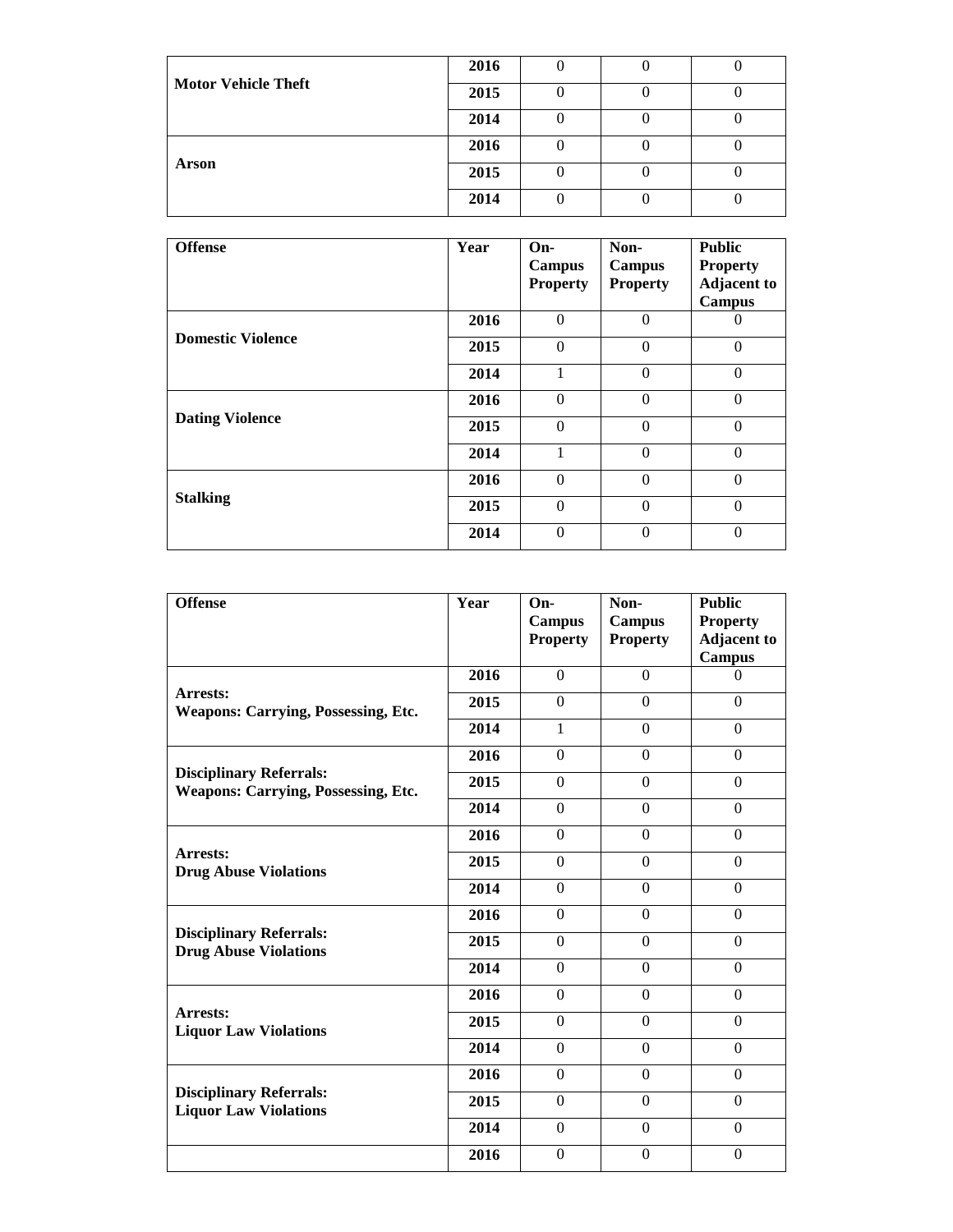| | | | | |
|---|---|---|---|---|
| **Motor Vehicle Theft** | **2016** | 0 | 0 | 0 |
| | **2015** | 0 | 0 | 0 |
| | **2014** | 0 | 0 | 0 |
| **Arson** | **2016** | 0 | 0 | 0 |
| | **2015** | 0 | 0 | 0 |
| | **2014** | 0 | 0 | 0 |

| **Offense** | **Year** | **On-Campus Property** | **Non-Campus Property** | **Public Property Adjacent to Campus** |
|---|---|---|---|---|
| **Domestic Violence** | **2016** | 0 | 0 | 0 |
| | **2015** | 0 | 0 | 0 |
| | **2014** | 1 | 0 | 0 |
| **Dating Violence** | **2016** | 0 | 0 | 0 |
| | **2015** | 0 | 0 | 0 |
| | **2014** | 1 | 0 | 0 |
| **Stalking** | **2016** | 0 | 0 | 0 |
| | **2015** | 0 | 0 | 0 |
| | **2014** | 0 | 0 | 0 |

| **Offense** | **Year** | **On-Campus Property** | **Non-Campus Property** | **Public Property Adjacent to Campus** |
|---|---|---|---|---|
| **Arrests: Weapons: Carrying, Possessing, Etc.** | **2016** | 0 | 0 | 0 |
| | **2015** | 0 | 0 | 0 |
| | **2014** | 1 | 0 | 0 |
| **Disciplinary Referrals: Weapons: Carrying, Possessing, Etc.** | **2016** | 0 | 0 | 0 |
| | **2015** | 0 | 0 | 0 |
| | **2014** | 0 | 0 | 0 |
| **Arrests: Drug Abuse Violations** | **2016** | 0 | 0 | 0 |
| | **2015** | 0 | 0 | 0 |
| | **2014** | 0 | 0 | 0 |
| **Disciplinary Referrals: Drug Abuse Violations** | **2016** | 0 | 0 | 0 |
| | **2015** | 0 | 0 | 0 |
| | **2014** | 0 | 0 | 0 |
| **Arrests: Liquor Law Violations** | **2016** | 0 | 0 | 0 |
| | **2015** | 0 | 0 | 0 |
| | **2014** | 0 | 0 | 0 |
| **Disciplinary Referrals: Liquor Law Violations** | **2016** | 0 | 0 | 0 |
| | **2015** | 0 | 0 | 0 |
| | **2014** | 0 | 0 | 0 |
| | **2016** | 0 | 0 | 0 |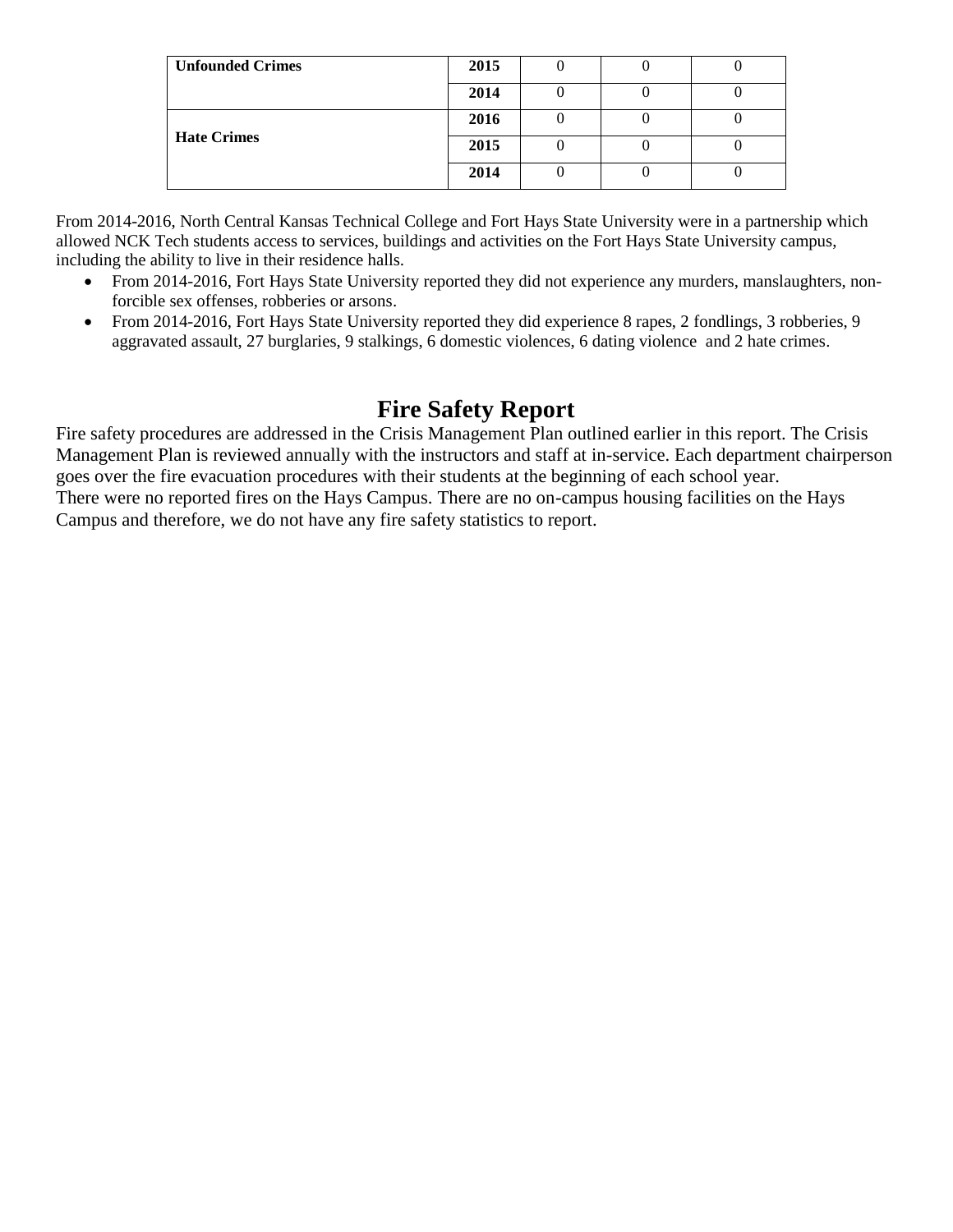| | | | | |
|---|---|---|---|---|
| **Unfounded Crimes** | **2015** | 0 | 0 | 0 |
| | **2014** | 0 | 0 | 0 |
| **Hate Crimes** | **2016** | 0 | 0 | 0 |
| | **2015** | 0 | 0 | 0 |
| | **2014** | 0 | 0 | 0 |

From 2014-2016, North Central Kansas Technical College and Fort Hays State University were in a partnership which allowed NCK Tech students access to services, buildings and activities on the Fort Hays State University campus, including the ability to live in their residence halls.

- From 2014-2016, Fort Hays State University reported they did not experience any murders, manslaughters, non-forcible sex offenses, robberies or arsons.
- From 2014-2016, Fort Hays State University reported they did experience 8 rapes, 2 fondlings, 3 robberies, 9 aggravated assault, 27 burglaries, 9 stalkings, 6 domestic violences, 6 dating violence and 2 hate crimes.

# Fire Safety Report

Fire safety procedures are addressed in the Crisis Management Plan outlined earlier in this report. The Crisis Management Plan is reviewed annually with the instructors and staff at in-service. Each department chairperson goes over the fire evacuation procedures with their students at the beginning of each school year.
There were no reported fires on the Hays Campus. There are no on-campus housing facilities on the Hays Campus and therefore, we do not have any fire safety statistics to report.